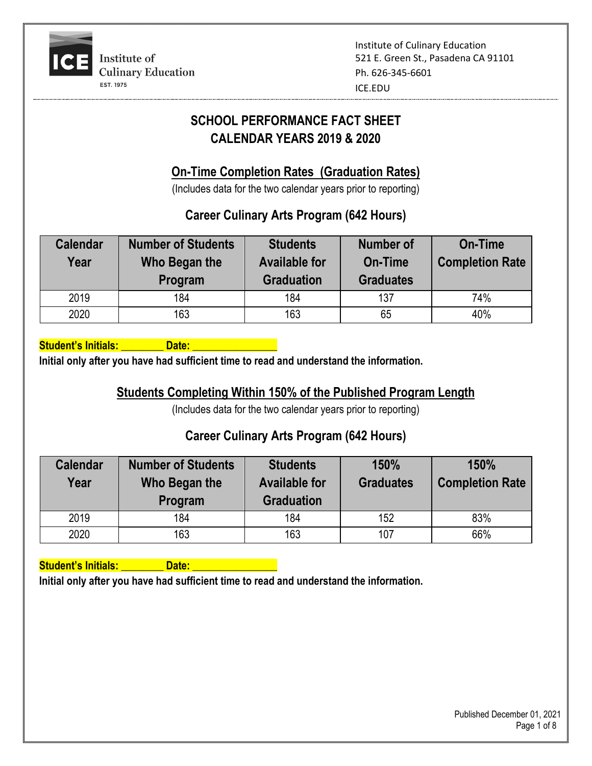Institute of Culinary Education
521 E. Green St., Pasadena CA 91101
Ph. 626-345-6601
ICE.EDU

# SCHOOL PERFORMANCE FACT SHEET
# CALENDAR YEARS 2019 & 2020

## On-Time Completion Rates (Graduation Rates)

(Includes data for the two calendar years prior to reporting)

### Career Culinary Arts Program (642 Hours)

| Calendar Year | Number of Students Who Began the Program | Students Available for Graduation | Number of On-Time Graduates | On-Time Completion Rate |
|---|---|---|---|---|
| 2019 | 184 | 184 | 137 | 74% |
| 2020 | 163 | 163 | 65 | 40% |

**Student's Initials: ________ Date: ________________**
**Initial only after you have had sufficient time to read and understand the information.**

## Students Completing Within 150% of the Published Program Length

(Includes data for the two calendar years prior to reporting)

### Career Culinary Arts Program (642 Hours)

| Calendar Year | Number of Students Who Began the Program | Students Available for Graduation | 150% Graduates | 150% Completion Rate |
|---|---|---|---|---|
| 2019 | 184 | 184 | 152 | 83% |
| 2020 | 163 | 163 | 107 | 66% |

**Student's Initials: ________ Date: ________________**
**Initial only after you have had sufficient time to read and understand the information.**

Published December 01, 2021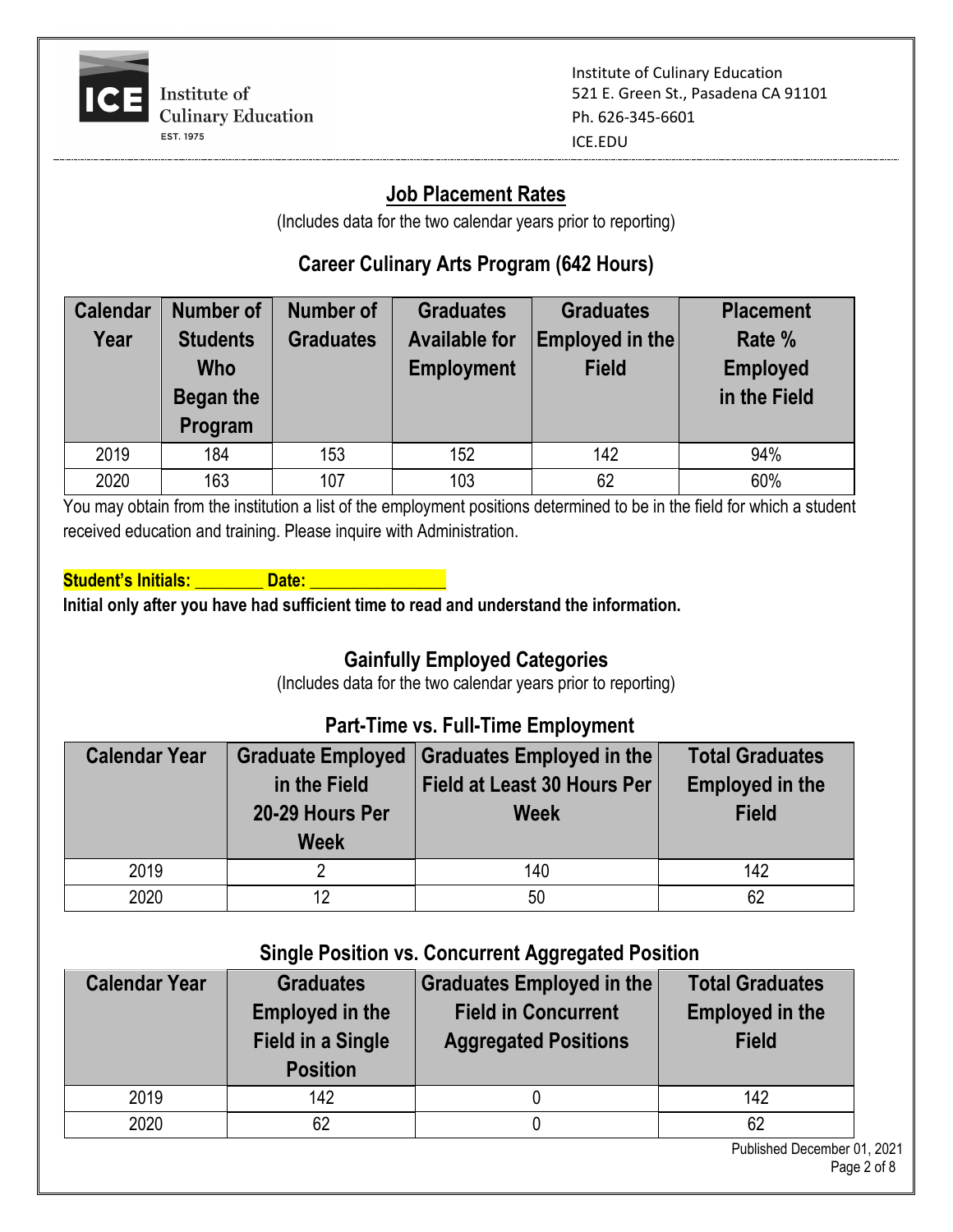Institute of Culinary Education
EST. 1975

Institute of Culinary Education
521 E. Green St., Pasadena CA 91101
Ph. 626-345-6601
ICE.EDU

## Job Placement Rates

(Includes data for the two calendar years prior to reporting)

### Career Culinary Arts Program (642 Hours)

| Calendar Year | Number of Students Who Began the Program | Number of Graduates | Graduates Available for Employment | Graduates Employed in the Field | Placement Rate % Employed in the Field |
|---|---|---|---|---|---|
| 2019 | 184 | 153 | 152 | 142 | 94% |
| 2020 | 163 | 107 | 103 | 62 | 60% |

You may obtain from the institution a list of the employment positions determined to be in the field for which a student received education and training. Please inquire with Administration.

**Student's Initials: ________ Date: ________________**

**Initial only after you have had sufficient time to read and understand the information.**

## Gainfully Employed Categories

(Includes data for the two calendar years prior to reporting)

### Part-Time vs. Full-Time Employment

| Calendar Year | Graduate Employed in the Field 20-29 Hours Per Week | Graduates Employed in the Field at Least 30 Hours Per Week | Total Graduates Employed in the Field |
|---|---|---|---|
| 2019 | 2 | 140 | 142 |
| 2020 | 12 | 50 | 62 |

### Single Position vs. Concurrent Aggregated Position

| Calendar Year | Graduates Employed in the Field in a Single Position | Graduates Employed in the Field in Concurrent Aggregated Positions | Total Graduates Employed in the Field |
|---|---|---|---|
| 2019 | 142 | 0 | 142 |
| 2020 | 62 | 0 | 62 |

Published December 01, 2021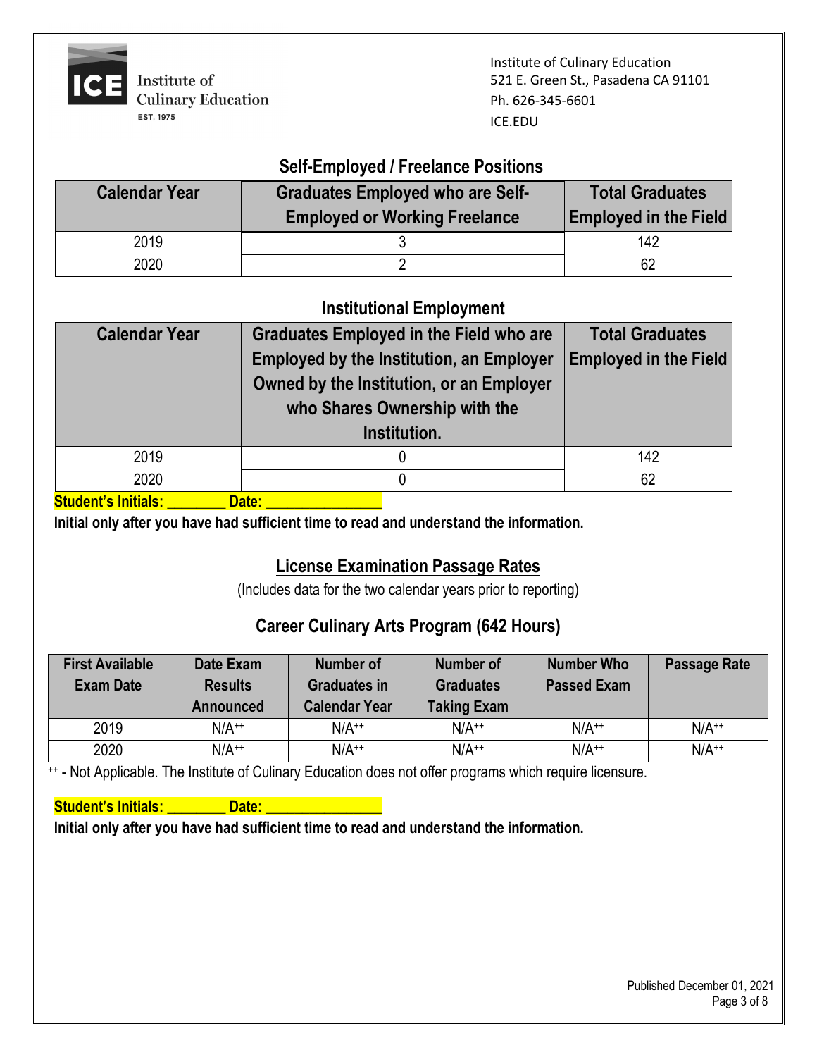Institute of Culinary Education
521 E. Green St., Pasadena CA 91101
Ph. 626-345-6601
ICE.EDU

## Self-Employed / Freelance Positions

| Calendar Year | Graduates Employed who are Self-Employed or Working Freelance | Total Graduates Employed in the Field |
|---|---|---|
| 2019 | 3 | 142 |
| 2020 | 2 | 62 |

## Institutional Employment

| Calendar Year | Graduates Employed in the Field who are Employed by the Institution, an Employer Owned by the Institution, or an Employer who Shares Ownership with the Institution. | Total Graduates Employed in the Field |
|---|---|---|
| 2019 | 0 | 142 |
| 2020 | 0 | 62 |

**Student's Initials: ________ Date: ________________**

**Initial only after you have had sufficient time to read and understand the information.**

## License Examination Passage Rates

(Includes data for the two calendar years prior to reporting)

### Career Culinary Arts Program (642 Hours)

| First Available Exam Date | Date Exam Results Announced | Number of Graduates in Calendar Year | Number of Graduates Taking Exam | Number Who Passed Exam | Passage Rate |
|---|---|---|---|---|---|
| 2019 | N/A++ | N/A++ | N/A++ | N/A++ | N/A++ |
| 2020 | N/A++ | N/A++ | N/A++ | N/A++ | N/A++ |

++ - Not Applicable. The Institute of Culinary Education does not offer programs which require licensure.

**Student's Initials: ________ Date: ________________**

**Initial only after you have had sufficient time to read and understand the information.**

Published December 01, 2021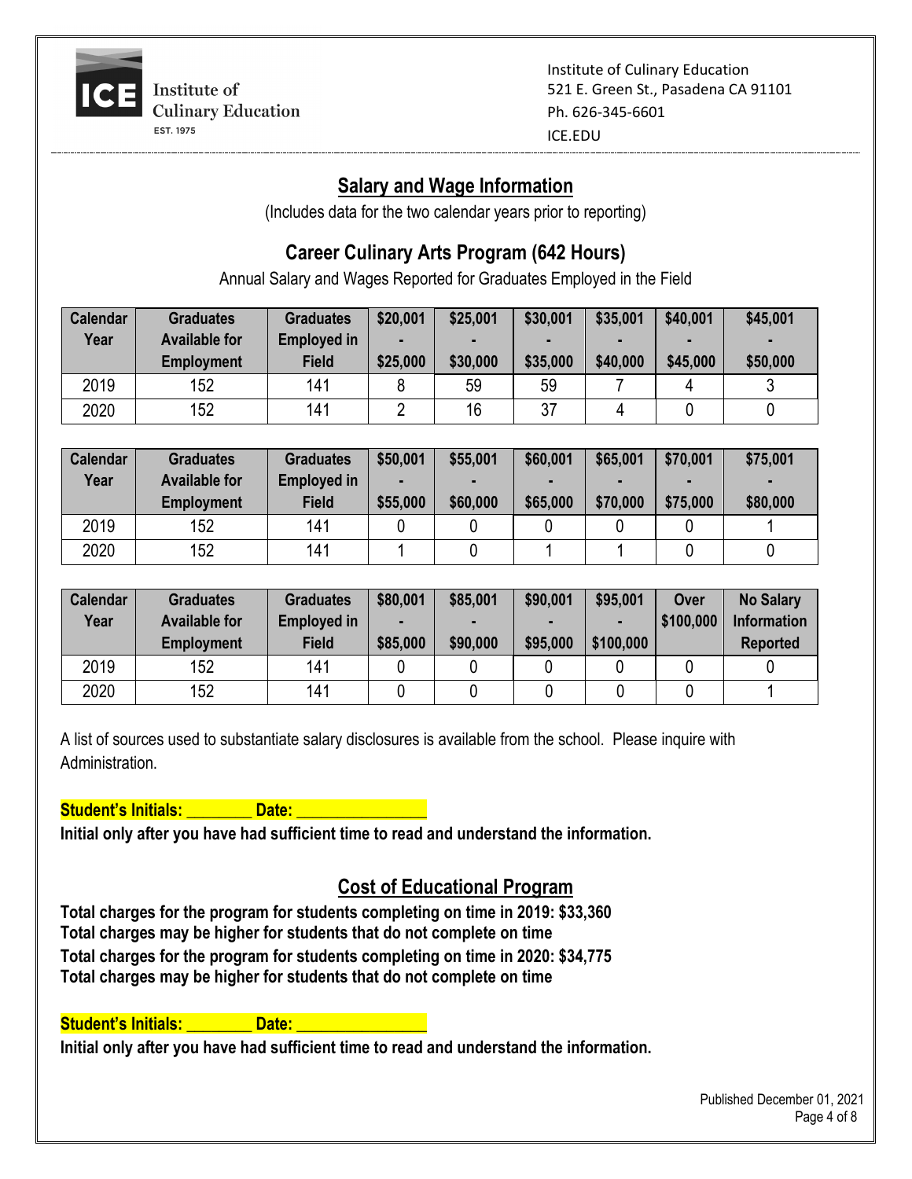Institute of Culinary Education
521 E. Green St., Pasadena CA 91101
Ph. 626-345-6601
ICE.EDU

## Salary and Wage Information

(Includes data for the two calendar years prior to reporting)

### Career Culinary Arts Program (642 Hours)

Annual Salary and Wages Reported for Graduates Employed in the Field

| Calendar Year | Graduates Available for Employment | Graduates Employed in Field | $20,001 - $25,000 | $25,001 - $30,000 | $30,001 - $35,000 | $35,001 - $40,000 | $40,001 - $45,000 | $45,001 - $50,000 |
|---|---|---|---|---|---|---|---|---|
| 2019 | 152 | 141 | 8 | 59 | 59 | 7 | 4 | 3 |
| 2020 | 152 | 141 | 2 | 16 | 37 | 4 | 0 | 0 |

| Calendar Year | Graduates Available for Employment | Graduates Employed in Field | $50,001 - $55,000 | $55,001 - $60,000 | $60,001 - $65,000 | $65,001 - $70,000 | $70,001 - $75,000 | $75,001 - $80,000 |
|---|---|---|---|---|---|---|---|---|
| 2019 | 152 | 141 | 0 | 0 | 0 | 0 | 0 | 1 |
| 2020 | 152 | 141 | 1 | 0 | 1 | 1 | 0 | 0 |

| Calendar Year | Graduates Available for Employment | Graduates Employed in Field | $80,001 - $85,000 | $85,001 - $90,000 | $90,001 - $95,000 | $95,001 - $100,000 | Over $100,000 | No Salary Information Reported |
|---|---|---|---|---|---|---|---|---|
| 2019 | 152 | 141 | 0 | 0 | 0 | 0 | 0 | 0 |
| 2020 | 152 | 141 | 0 | 0 | 0 | 0 | 0 | 1 |

A list of sources used to substantiate salary disclosures is available from the school. Please inquire with Administration.

**Student's Initials: ________ Date: ________________**

**Initial only after you have had sufficient time to read and understand the information.**

## Cost of Educational Program

**Total charges for the program for students completing on time in 2019: $33,360**
**Total charges may be higher for students that do not complete on time**
**Total charges for the program for students completing on time in 2020: $34,775**
**Total charges may be higher for students that do not complete on time**

**Student's Initials: ________ Date: ________________**

**Initial only after you have had sufficient time to read and understand the information.**

Published December 01, 2021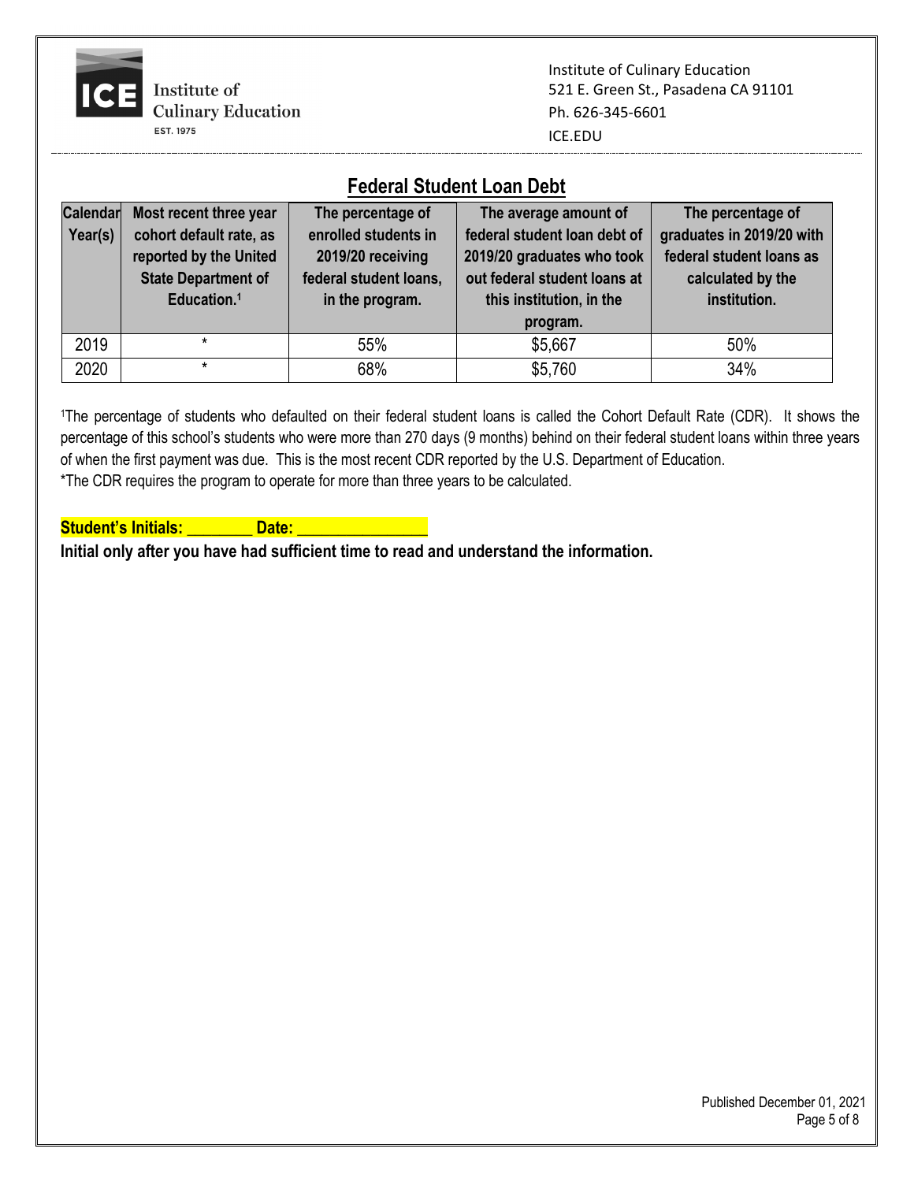Institute of Culinary Education
521 E. Green St., Pasadena CA 91101
Ph. 626-345-6601
ICE.EDU

## Federal Student Loan Debt

| Calendar Year(s) | Most recent three year cohort default rate, as reported by the United State Department of Education.[1] | The percentage of enrolled students in 2019/20 receiving federal student loans, in the program. | The average amount of federal student loan debt of 2019/20 graduates who took out federal student loans at this institution, in the program. | The percentage of graduates in 2019/20 with federal student loans as calculated by the institution. |
|---|---|---|---|---|
| 2019 | * | 55% | $5,667 | 50% |
| 2020 | * | 68% | $5,760 | 34% |

[1]The percentage of students who defaulted on their federal student loans is called the Cohort Default Rate (CDR). It shows the percentage of this school's students who were more than 270 days (9 months) behind on their federal student loans within three years of when the first payment was due. This is the most recent CDR reported by the U.S. Department of Education.
*The CDR requires the program to operate for more than three years to be calculated.

**Student's Initials: _______ Date: _______________**

**Initial only after you have had sufficient time to read and understand the information.**

Published December 01, 2021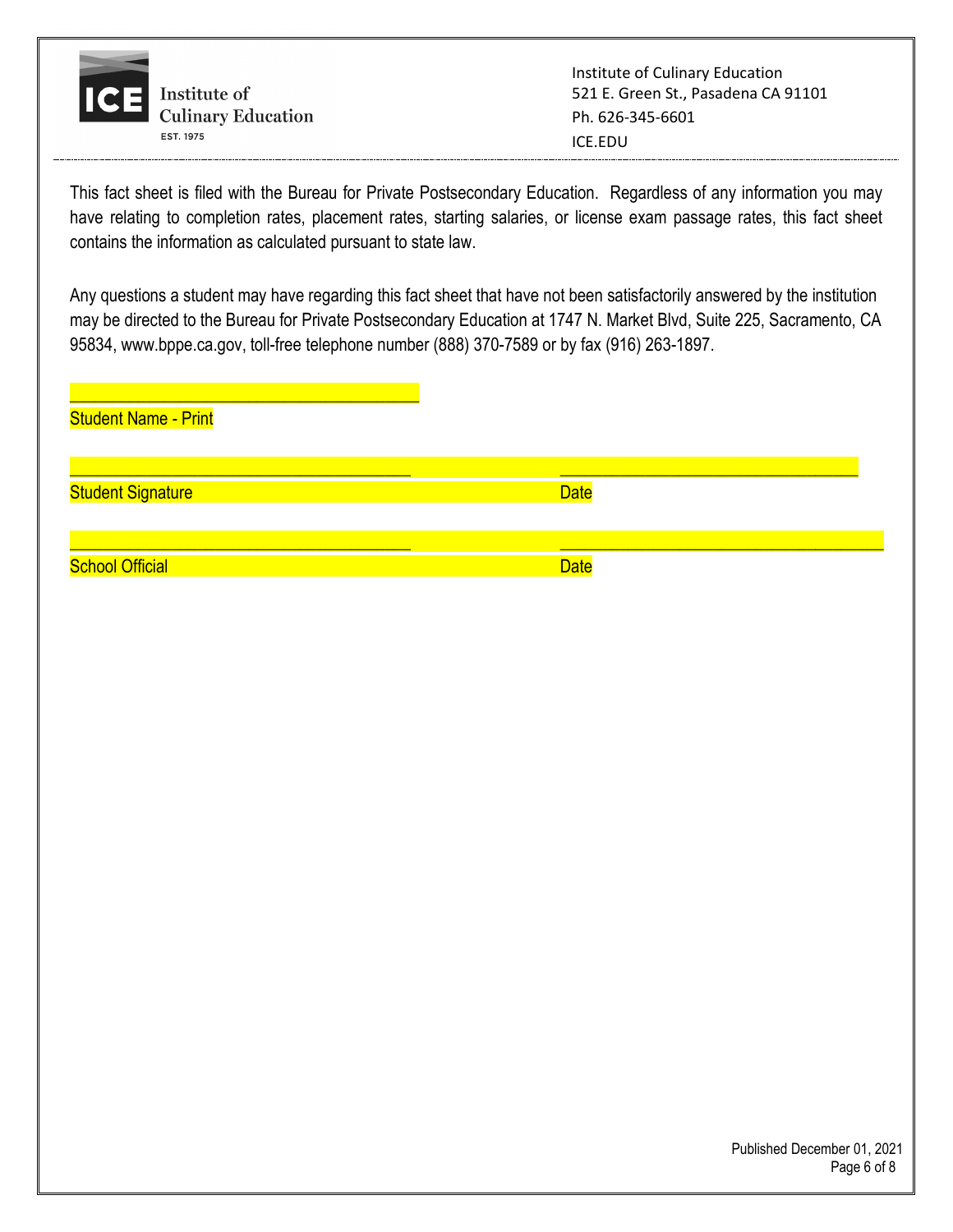Institute of Culinary Education
521 E. Green St., Pasadena CA 91101
Ph. 626-345-6601
ICE.EDU

This fact sheet is filed with the Bureau for Private Postsecondary Education. Regardless of any information you may have relating to completion rates, placement rates, starting salaries, or license exam passage rates, this fact sheet contains the information as calculated pursuant to state law.

Any questions a student may have regarding this fact sheet that have not been satisfactorily answered by the institution may be directed to the Bureau for Private Postsecondary Education at 1747 N. Market Blvd, Suite 225, Sacramento, CA 95834, www.bppe.ca.gov, toll-free telephone number (888) 370-7589 or by fax (916) 263-1897.

______________________________________
Student Name - Print

______________________________________ ______________________________________
Student Signature Date

______________________________________ ______________________________________
School Official Date

Published December 01, 2021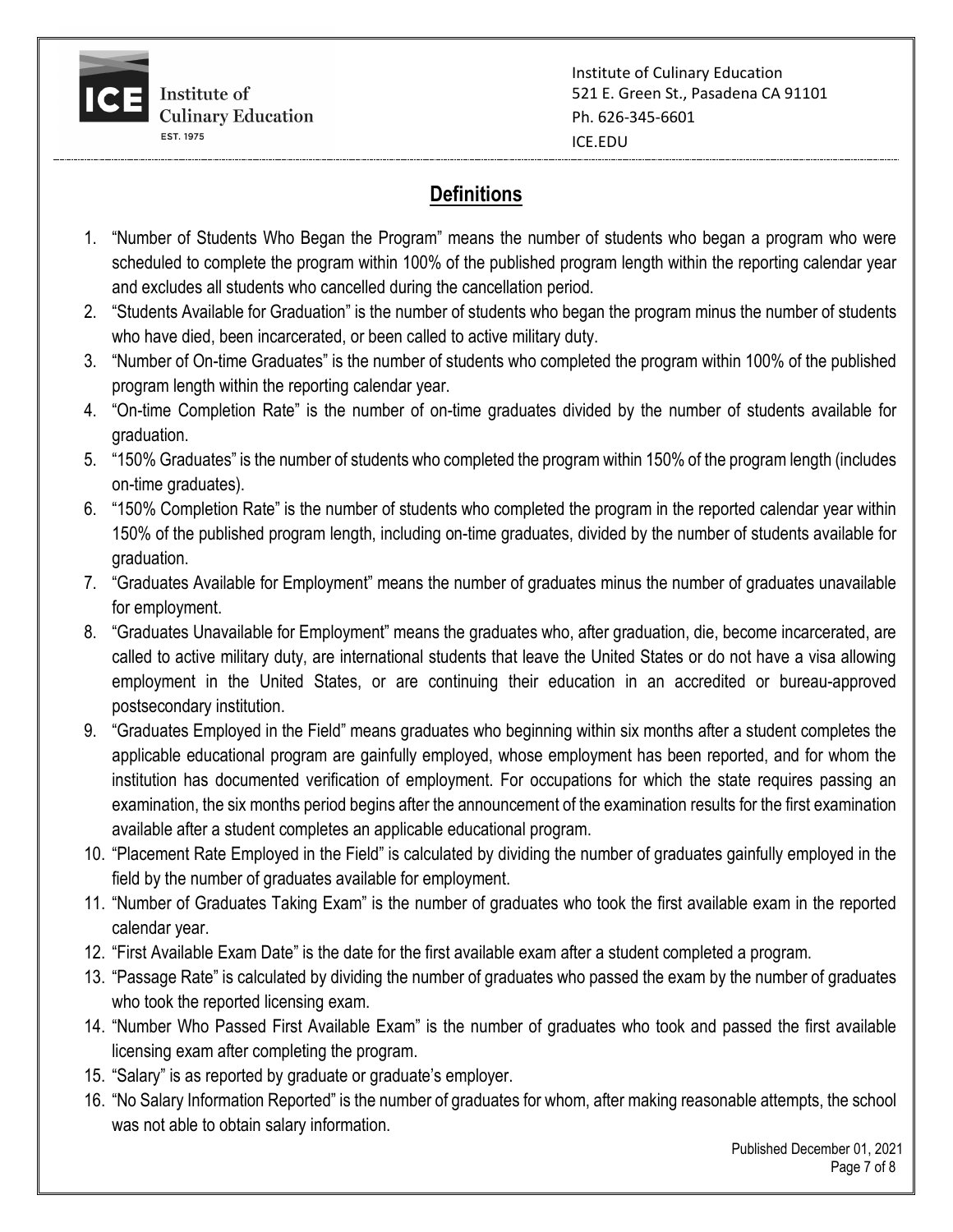## Definitions

1. "Number of Students Who Began the Program" means the number of students who began a program who were scheduled to complete the program within 100% of the published program length within the reporting calendar year and excludes all students who cancelled during the cancellation period.
2. "Students Available for Graduation" is the number of students who began the program minus the number of students who have died, been incarcerated, or been called to active military duty.
3. "Number of On-time Graduates" is the number of students who completed the program within 100% of the published program length within the reporting calendar year.
4. "On-time Completion Rate" is the number of on-time graduates divided by the number of students available for graduation.
5. "150% Graduates" is the number of students who completed the program within 150% of the program length (includes on-time graduates).
6. "150% Completion Rate" is the number of students who completed the program in the reported calendar year within 150% of the published program length, including on-time graduates, divided by the number of students available for graduation.
7. "Graduates Available for Employment" means the number of graduates minus the number of graduates unavailable for employment.
8. "Graduates Unavailable for Employment" means the graduates who, after graduation, die, become incarcerated, are called to active military duty, are international students that leave the United States or do not have a visa allowing employment in the United States, or are continuing their education in an accredited or bureau-approved postsecondary institution.
9. "Graduates Employed in the Field" means graduates who beginning within six months after a student completes the applicable educational program are gainfully employed, whose employment has been reported, and for whom the institution has documented verification of employment. For occupations for which the state requires passing an examination, the six months period begins after the announcement of the examination results for the first examination available after a student completes an applicable educational program.
10. "Placement Rate Employed in the Field" is calculated by dividing the number of graduates gainfully employed in the field by the number of graduates available for employment.
11. "Number of Graduates Taking Exam" is the number of graduates who took the first available exam in the reported calendar year.
12. "First Available Exam Date" is the date for the first available exam after a student completed a program.
13. "Passage Rate" is calculated by dividing the number of graduates who passed the exam by the number of graduates who took the reported licensing exam.
14. "Number Who Passed First Available Exam" is the number of graduates who took and passed the first available licensing exam after completing the program.
15. "Salary" is as reported by graduate or graduate's employer.
16. "No Salary Information Reported" is the number of graduates for whom, after making reasonable attempts, the school was not able to obtain salary information.

Published December 01, 2021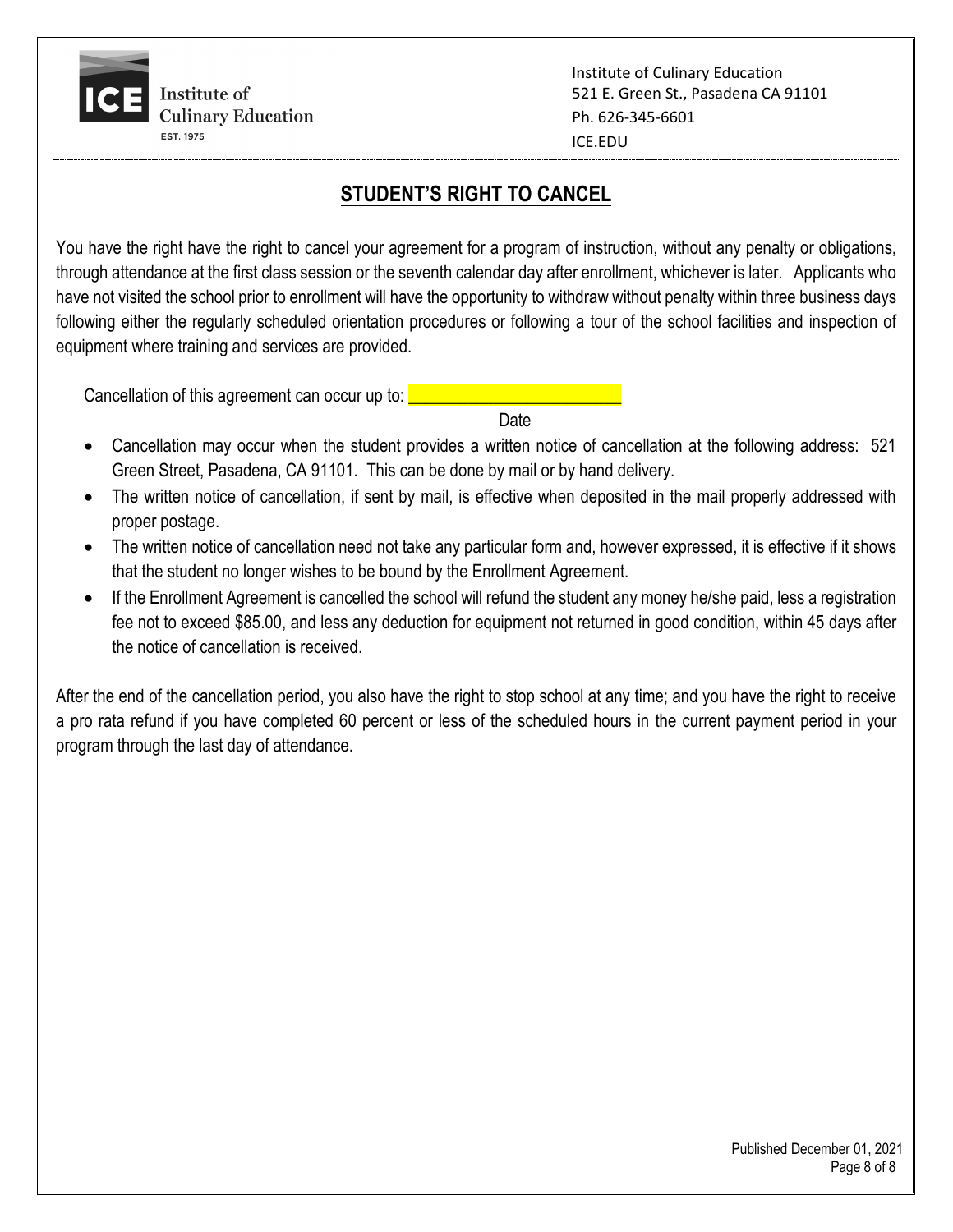Institute of Culinary Education
521 E. Green St., Pasadena CA 91101
Ph. 626-345-6601
ICE.EDU

## STUDENT'S RIGHT TO CANCEL

You have the right have the right to cancel your agreement for a program of instruction, without any penalty or obligations, through attendance at the first class session or the seventh calendar day after enrollment, whichever is later. Applicants who have not visited the school prior to enrollment will have the opportunity to withdraw without penalty within three business days following either the regularly scheduled orientation procedures or following a tour of the school facilities and inspection of equipment where training and services are provided.

Cancellation of this agreement can occur up to: ________________________
Date

- Cancellation may occur when the student provides a written notice of cancellation at the following address: 521 Green Street, Pasadena, CA 91101. This can be done by mail or by hand delivery.
- The written notice of cancellation, if sent by mail, is effective when deposited in the mail properly addressed with proper postage.
- The written notice of cancellation need not take any particular form and, however expressed, it is effective if it shows that the student no longer wishes to be bound by the Enrollment Agreement.
- If the Enrollment Agreement is cancelled the school will refund the student any money he/she paid, less a registration fee not to exceed $85.00, and less any deduction for equipment not returned in good condition, within 45 days after the notice of cancellation is received.

After the end of the cancellation period, you also have the right to stop school at any time; and you have the right to receive a pro rata refund if you have completed 60 percent or less of the scheduled hours in the current payment period in your program through the last day of attendance.

Published December 01, 2021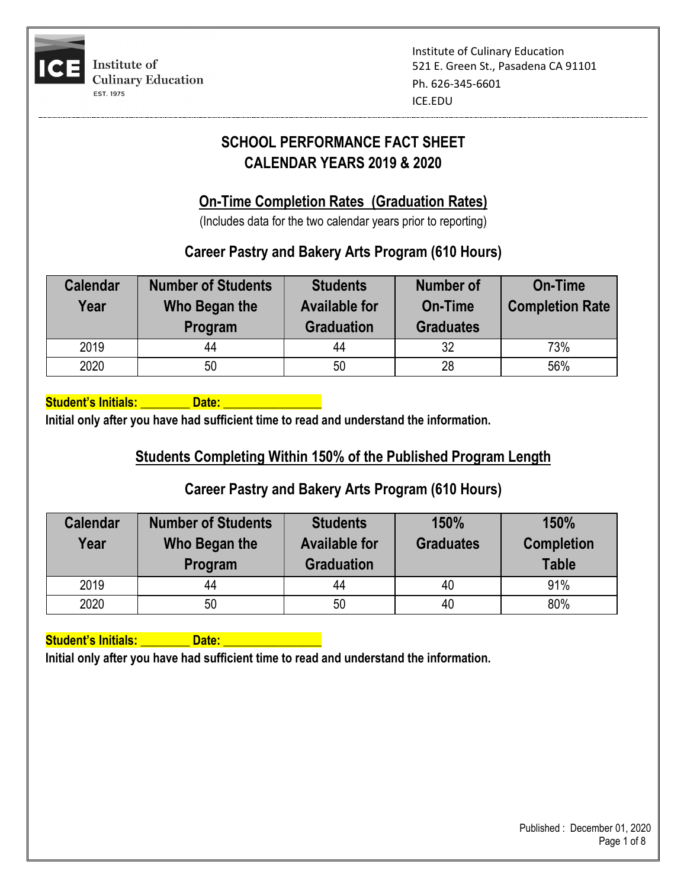Institute of Culinary Education
521 E. Green St., Pasadena CA 91101
Ph. 626-345-6601
ICE.EDU

# SCHOOL PERFORMANCE FACT SHEET
# CALENDAR YEARS 2019 & 2020

## On-Time Completion Rates (Graduation Rates)

(Includes data for the two calendar years prior to reporting)

### Career Pastry and Bakery Arts Program (610 Hours)

| Calendar Year | Number of Students Who Began the Program | Students Available for Graduation | Number of On-Time Graduates | On-Time Completion Rate |
|---|---|---|---|---|
| 2019 | 44 | 44 | 32 | 73% |
| 2020 | 50 | 50 | 28 | 56% |

**Student's Initials: ________ Date: ________________**

**Initial only after you have had sufficient time to read and understand the information.**

## Students Completing Within 150% of the Published Program Length

### Career Pastry and Bakery Arts Program (610 Hours)

| Calendar Year | Number of Students Who Began the Program | Students Available for Graduation | 150% Graduates | 150% Completion Table |
|---|---|---|---|---|
| 2019 | 44 | 44 | 40 | 91% |
| 2020 | 50 | 50 | 40 | 80% |

**Student's Initials: ________ Date: ________________**

**Initial only after you have had sufficient time to read and understand the information.**

Published : December 01, 2020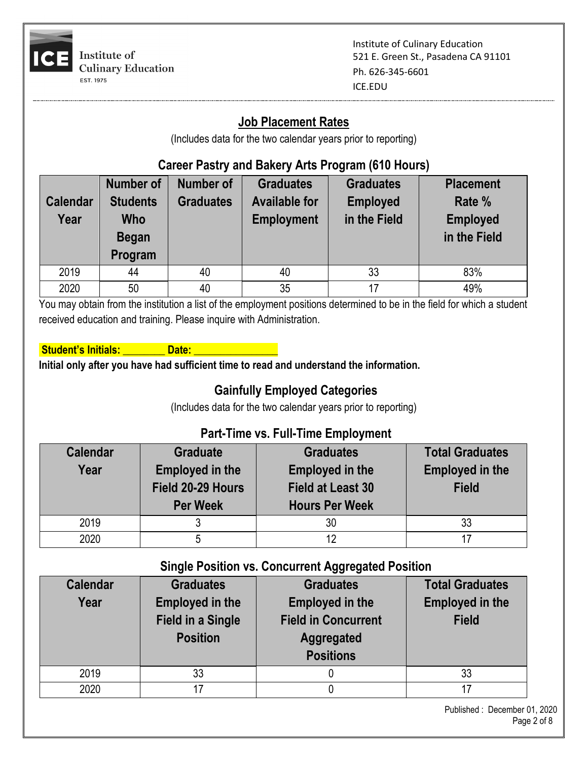Institute of Culinary Education
521 E. Green St., Pasadena CA 91101
Ph. 626-345-6601
ICE.EDU

## Job Placement Rates

(Includes data for the two calendar years prior to reporting)

### Career Pastry and Bakery Arts Program (610 Hours)

| Calendar Year | Number of Students Who Began Program | Number of Graduates | Graduates Available for Employment | Graduates Employed in the Field | Placement Rate % Employed in the Field |
|---|---|---|---|---|---|
| 2019 | 44 | 40 | 40 | 33 | 83% |
| 2020 | 50 | 40 | 35 | 17 | 49% |

You may obtain from the institution a list of the employment positions determined to be in the field for which a student received education and training. Please inquire with Administration.

**Student's Initials: ________ Date: _______________**

**Initial only after you have had sufficient time to read and understand the information.**

## Gainfully Employed Categories

(Includes data for the two calendar years prior to reporting)

### Part-Time vs. Full-Time Employment

| Calendar Year | Graduate Employed in the Field 20-29 Hours Per Week | Graduates Employed in the Field at Least 30 Hours Per Week | Total Graduates Employed in the Field |
|---|---|---|---|
| 2019 | 3 | 30 | 33 |
| 2020 | 5 | 12 | 17 |

### Single Position vs. Concurrent Aggregated Position

| Calendar Year | Graduates Employed in the Field in a Single Position | Graduates Employed in the Field in Concurrent Aggregated Positions | Total Graduates Employed in the Field |
|---|---|---|---|
| 2019 | 33 | 0 | 33 |
| 2020 | 17 | 0 | 17 |

Published : December 01, 2020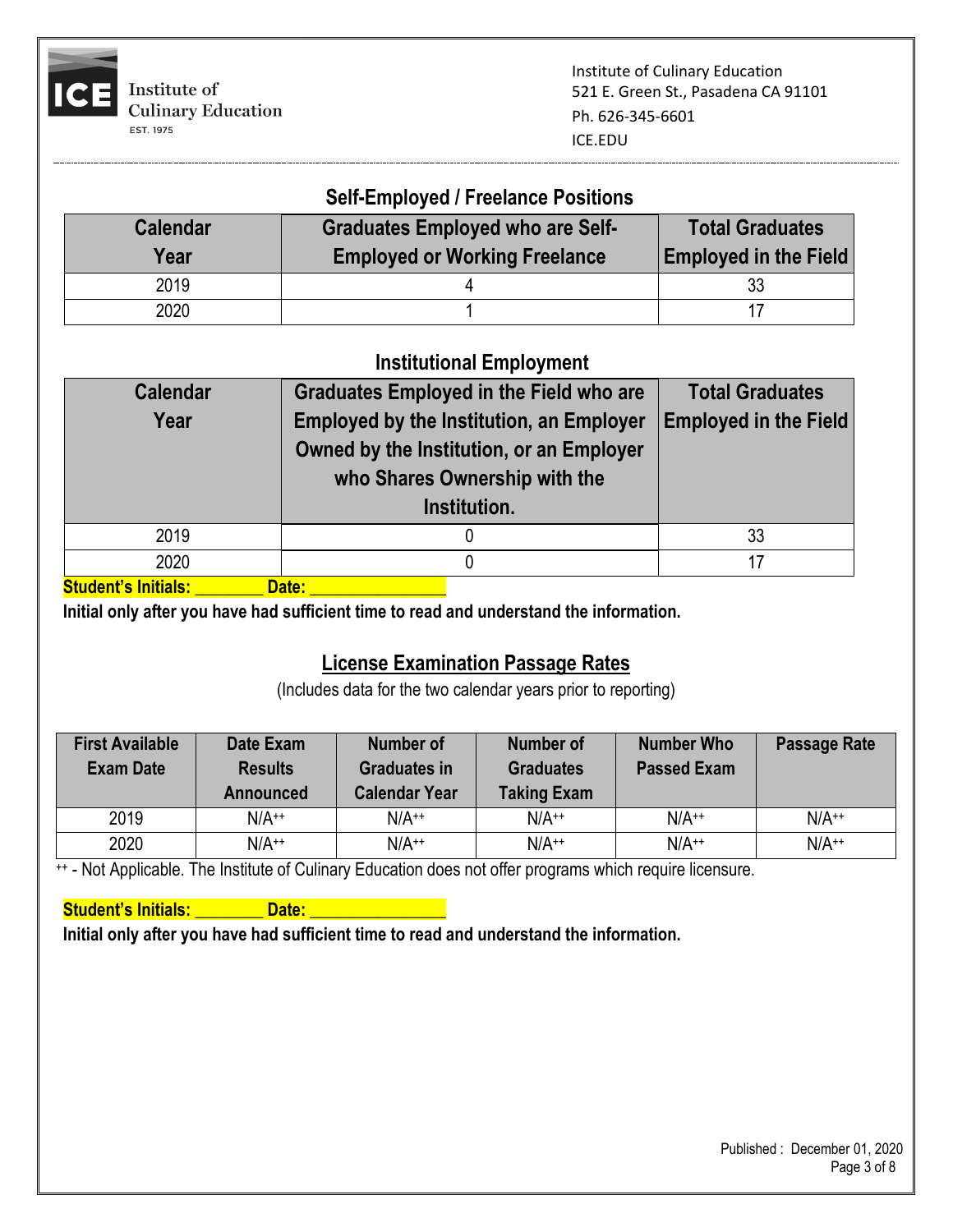Institute of Culinary Education
521 E. Green St., Pasadena CA 91101
Ph. 626-345-6601
ICE.EDU

## Self-Employed / Freelance Positions

| Calendar Year | Graduates Employed who are Self-Employed or Working Freelance | Total Graduates Employed in the Field |
|---|---|---|
| 2019 | 4 | 33 |
| 2020 | 1 | 17 |

## Institutional Employment

| Calendar Year | Graduates Employed in the Field who are Employed by the Institution, an Employer Owned by the Institution, or an Employer who Shares Ownership with the Institution. | Total Graduates Employed in the Field |
|---|---|---|
| 2019 | 0 | 33 |
| 2020 | 0 | 17 |

**Student's Initials: _______ Date: _______________**

**Initial only after you have had sufficient time to read and understand the information.**

## License Examination Passage Rates

(Includes data for the two calendar years prior to reporting)

| First Available Exam Date | Date Exam Results Announced | Number of Graduates in Calendar Year | Number of Graduates Taking Exam | Number Who Passed Exam | Passage Rate |
|---|---|---|---|---|---|
| 2019 | N/A++ | N/A++ | N/A++ | N/A++ | N/A++ |
| 2020 | N/A++ | N/A++ | N/A++ | N/A++ | N/A++ |

++ - Not Applicable. The Institute of Culinary Education does not offer programs which require licensure.

**Student's Initials: _______ Date: _______________**

**Initial only after you have had sufficient time to read and understand the information.**

Published : December 01, 2020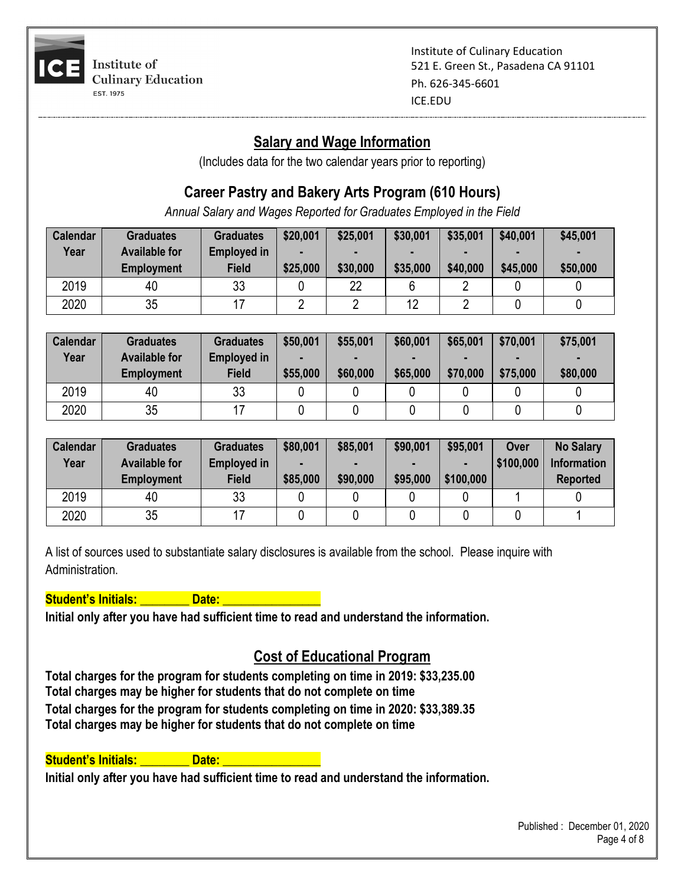Institute of Culinary Education
EST. 1975

Institute of Culinary Education
521 E. Green St., Pasadena CA 91101
Ph. 626-345-6601
ICE.EDU

## Salary and Wage Information

(Includes data for the two calendar years prior to reporting)

### Career Pastry and Bakery Arts Program (610 Hours)

*Annual Salary and Wages Reported for Graduates Employed in the Field*

| Calendar Year | Graduates Available for Employment | Graduates Employed in Field | $20,001 - $25,000 | $25,001 - $30,000 | $30,001 - $35,000 | $35,001 - $40,000 | $40,001 - $45,000 | $45,001 - $50,000 |
|---|---|---|---|---|---|---|---|---|
| 2019 | 40 | 33 | 0 | 22 | 6 | 2 | 0 | 0 |
| 2020 | 35 | 17 | 2 | 2 | 12 | 2 | 0 | 0 |

| Calendar Year | Graduates Available for Employment | Graduates Employed in Field | $50,001 - $55,000 | $55,001 - $60,000 | $60,001 - $65,000 | $65,001 - $70,000 | $70,001 - $75,000 | $75,001 - $80,000 |
|---|---|---|---|---|---|---|---|---|
| 2019 | 40 | 33 | 0 | 0 | 0 | 0 | 0 | 0 |
| 2020 | 35 | 17 | 0 | 0 | 0 | 0 | 0 | 0 |

| Calendar Year | Graduates Available for Employment | Graduates Employed in Field | $80,001 - $85,000 | $85,001 - $90,000 | $90,001 - $95,000 | $95,001 - $100,000 | Over $100,000 | No Salary Information Reported |
|---|---|---|---|---|---|---|---|---|
| 2019 | 40 | 33 | 0 | 0 | 0 | 0 | 1 | 0 |
| 2020 | 35 | 17 | 0 | 0 | 0 | 0 | 0 | 1 |

A list of sources used to substantiate salary disclosures is available from the school. Please inquire with Administration.

**Student's Initials: _______ Date: _______________**

**Initial only after you have had sufficient time to read and understand the information.**

## Cost of Educational Program

**Total charges for the program for students completing on time in 2019: $33,235.00**
**Total charges may be higher for students that do not complete on time**
**Total charges for the program for students completing on time in 2020: $33,389.35**
**Total charges may be higher for students that do not complete on time**

**Student's Initials: _______ Date: _______________**

**Initial only after you have had sufficient time to read and understand the information.**

Published : December 01, 2020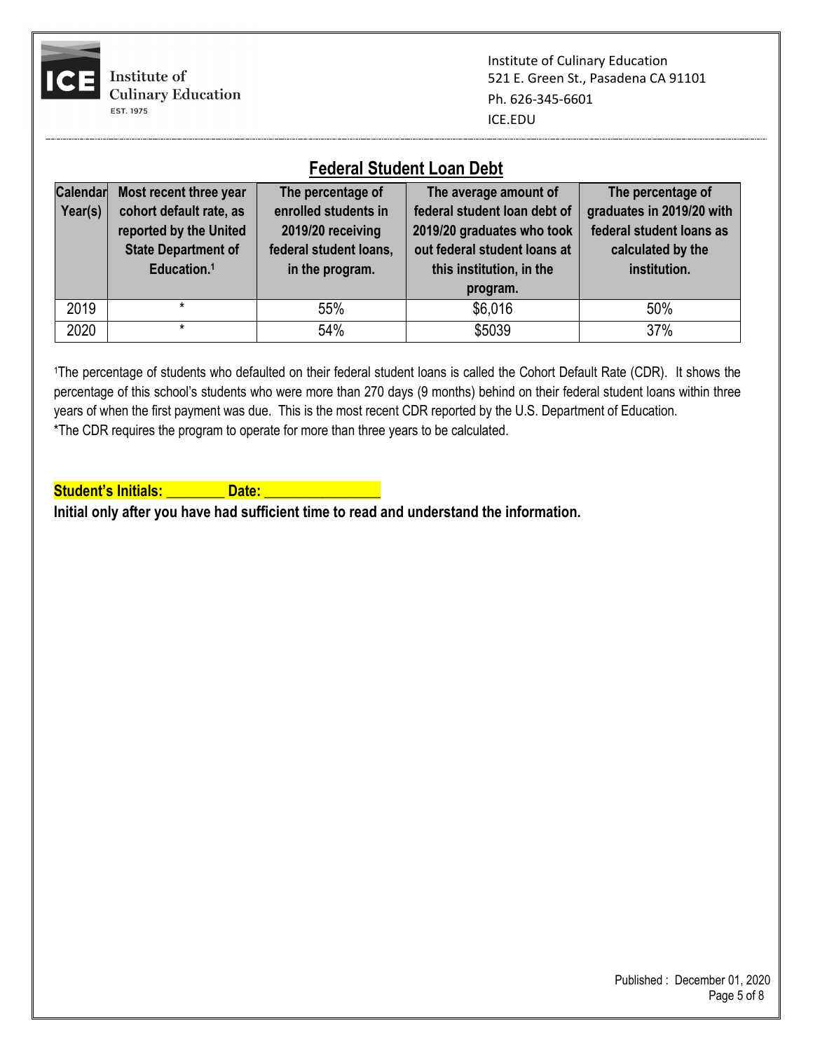Institute of Culinary Education
521 E. Green St., Pasadena CA 91101
Ph. 626-345-6601
ICE.EDU

## Federal Student Loan Debt

| Calendar Year(s) | Most recent three year cohort default rate, as reported by the United State Department of Education.[1] | The percentage of enrolled students in 2019/20 receiving federal student loans, in the program. | The average amount of federal student loan debt of 2019/20 graduates who took out federal student loans at this institution, in the program. | The percentage of graduates in 2019/20 with federal student loans as calculated by the institution. |
|---|---|---|---|---|
| 2019 | * | 55% | $6,016 | 50% |
| 2020 | * | 54% | $5039 | 37% |

[1]The percentage of students who defaulted on their federal student loans is called the Cohort Default Rate (CDR). It shows the percentage of this school's students who were more than 270 days (9 months) behind on their federal student loans within three years of when the first payment was due. This is the most recent CDR reported by the U.S. Department of Education.
*The CDR requires the program to operate for more than three years to be calculated.

**Student's Initials: _______ Date: _______________**

**Initial only after you have had sufficient time to read and understand the information.**

Published : December 01, 2020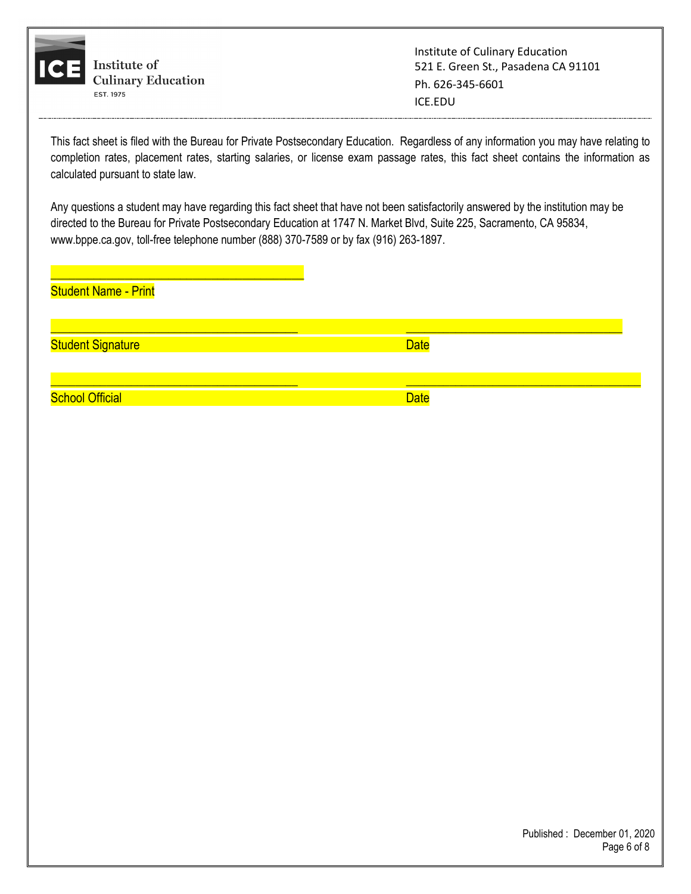Institute of Culinary Education
521 E. Green St., Pasadena CA 91101
Ph. 626-345-6601
ICE.EDU

This fact sheet is filed with the Bureau for Private Postsecondary Education. Regardless of any information you may have relating to completion rates, placement rates, starting salaries, or license exam passage rates, this fact sheet contains the information as calculated pursuant to state law.

Any questions a student may have regarding this fact sheet that have not been satisfactorily answered by the institution may be directed to the Bureau for Private Postsecondary Education at 1747 N. Market Blvd, Suite 225, Sacramento, CA 95834, www.bppe.ca.gov, toll-free telephone number (888) 370-7589 or by fax (916) 263-1897.

\_\_\_\_\_\_\_\_\_\_\_\_\_\_\_\_\_\_\_\_\_\_\_\_\_\_\_\_\_\_\_\_\_\_\_\_\_\_\_\_
Student Name - Print

\_\_\_\_\_\_\_\_\_\_\_\_\_\_\_\_\_\_\_\_\_\_\_\_\_\_\_\_\_\_\_\_\_\_\_\_\_\_\_\_ \_\_\_\_\_\_\_\_\_\_\_\_\_\_\_\_\_\_\_\_\_\_\_\_\_\_\_\_\_\_\_\_\_\_\_\_\_\_\_\_
Student Signature Date

\_\_\_\_\_\_\_\_\_\_\_\_\_\_\_\_\_\_\_\_\_\_\_\_\_\_\_\_\_\_\_\_\_\_\_\_\_\_\_\_ \_\_\_\_\_\_\_\_\_\_\_\_\_\_\_\_\_\_\_\_\_\_\_\_\_\_\_\_\_\_\_\_\_\_\_\_\_\_\_\_
School Official Date

Published : December 01, 2020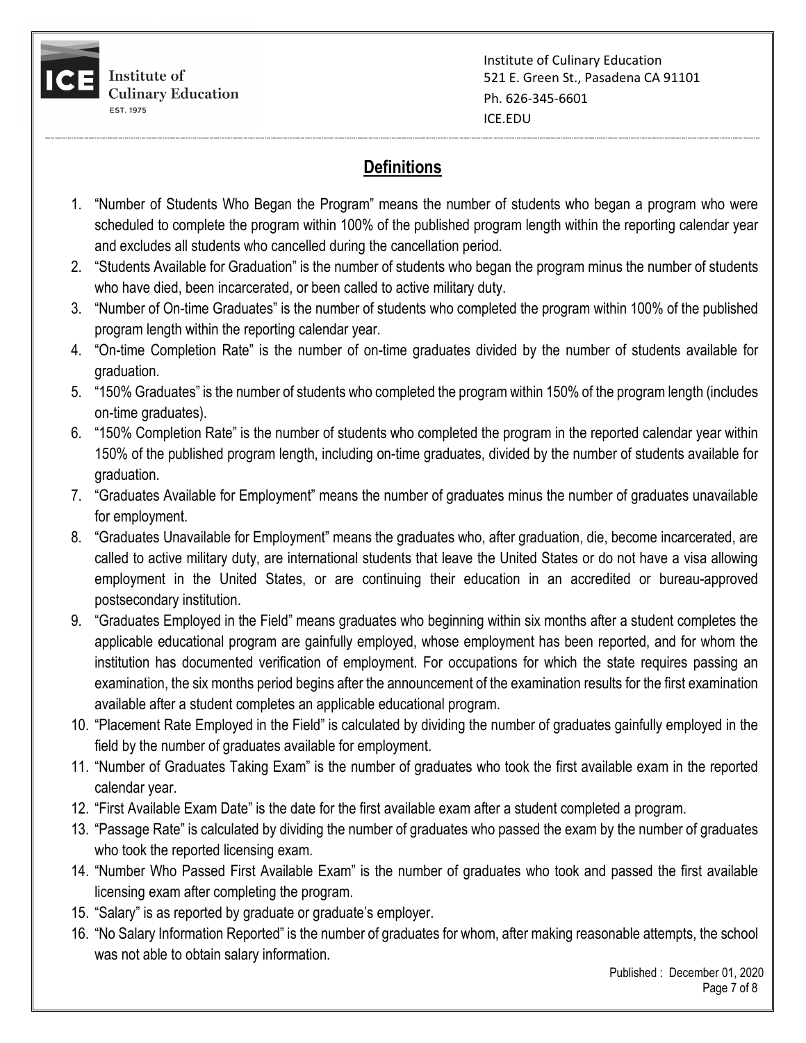Institute of Culinary Education
521 E. Green St., Pasadena CA 91101
Ph. 626-345-6601
ICE.EDU

## Definitions

1. "Number of Students Who Began the Program" means the number of students who began a program who were scheduled to complete the program within 100% of the published program length within the reporting calendar year and excludes all students who cancelled during the cancellation period.
2. "Students Available for Graduation" is the number of students who began the program minus the number of students who have died, been incarcerated, or been called to active military duty.
3. "Number of On-time Graduates" is the number of students who completed the program within 100% of the published program length within the reporting calendar year.
4. "On-time Completion Rate" is the number of on-time graduates divided by the number of students available for graduation.
5. "150% Graduates" is the number of students who completed the program within 150% of the program length (includes on-time graduates).
6. "150% Completion Rate" is the number of students who completed the program in the reported calendar year within 150% of the published program length, including on-time graduates, divided by the number of students available for graduation.
7. "Graduates Available for Employment" means the number of graduates minus the number of graduates unavailable for employment.
8. "Graduates Unavailable for Employment" means the graduates who, after graduation, die, become incarcerated, are called to active military duty, are international students that leave the United States or do not have a visa allowing employment in the United States, or are continuing their education in an accredited or bureau-approved postsecondary institution.
9. "Graduates Employed in the Field" means graduates who beginning within six months after a student completes the applicable educational program are gainfully employed, whose employment has been reported, and for whom the institution has documented verification of employment. For occupations for which the state requires passing an examination, the six months period begins after the announcement of the examination results for the first examination available after a student completes an applicable educational program.
10. "Placement Rate Employed in the Field" is calculated by dividing the number of graduates gainfully employed in the field by the number of graduates available for employment.
11. "Number of Graduates Taking Exam" is the number of graduates who took the first available exam in the reported calendar year.
12. "First Available Exam Date" is the date for the first available exam after a student completed a program.
13. "Passage Rate" is calculated by dividing the number of graduates who passed the exam by the number of graduates who took the reported licensing exam.
14. "Number Who Passed First Available Exam" is the number of graduates who took and passed the first available licensing exam after completing the program.
15. "Salary" is as reported by graduate or graduate's employer.
16. "No Salary Information Reported" is the number of graduates for whom, after making reasonable attempts, the school was not able to obtain salary information.

Published : December 01, 2020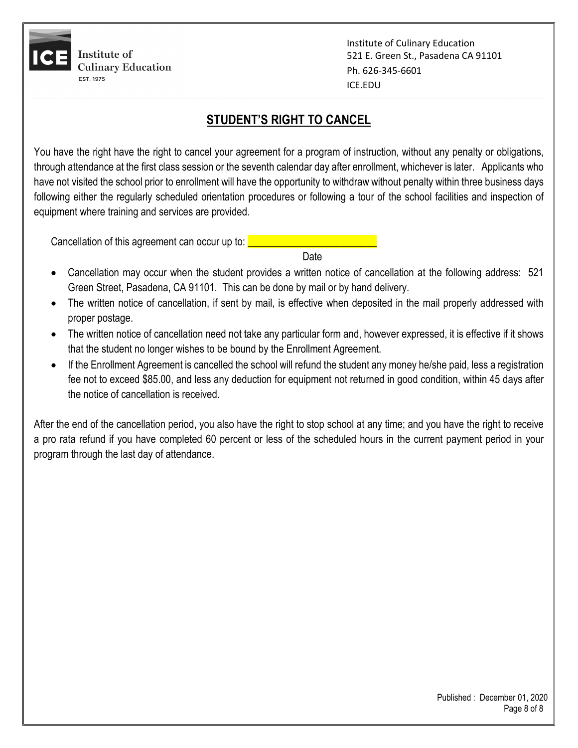Institute of Culinary Education
521 E. Green St., Pasadena CA 91101
Ph. 626-345-6601
ICE.EDU

## STUDENT'S RIGHT TO CANCEL

You have the right have the right to cancel your agreement for a program of instruction, without any penalty or obligations, through attendance at the first class session or the seventh calendar day after enrollment, whichever is later. Applicants who have not visited the school prior to enrollment will have the opportunity to withdraw without penalty within three business days following either the regularly scheduled orientation procedures or following a tour of the school facilities and inspection of equipment where training and services are provided.

Cancellation of this agreement can occur up to: ________________________
Date

- Cancellation may occur when the student provides a written notice of cancellation at the following address: 521 Green Street, Pasadena, CA 91101. This can be done by mail or by hand delivery.
- The written notice of cancellation, if sent by mail, is effective when deposited in the mail properly addressed with proper postage.
- The written notice of cancellation need not take any particular form and, however expressed, it is effective if it shows that the student no longer wishes to be bound by the Enrollment Agreement.
- If the Enrollment Agreement is cancelled the school will refund the student any money he/she paid, less a registration fee not to exceed $85.00, and less any deduction for equipment not returned in good condition, within 45 days after the notice of cancellation is received.

After the end of the cancellation period, you also have the right to stop school at any time; and you have the right to receive a pro rata refund if you have completed 60 percent or less of the scheduled hours in the current payment period in your program through the last day of attendance.

Published : December 01, 2020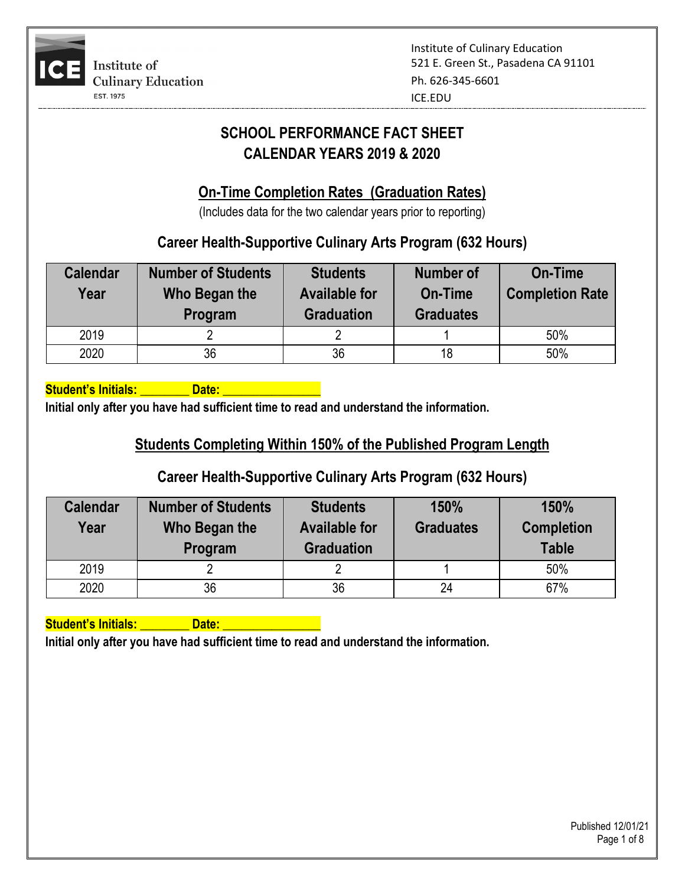Institute of Culinary Education
EST. 1975

Institute of Culinary Education
521 E. Green St., Pasadena CA 91101
Ph. 626-345-6601
ICE.EDU

# SCHOOL PERFORMANCE FACT SHEET
# CALENDAR YEARS 2019 & 2020

## On-Time Completion Rates (Graduation Rates)

(Includes data for the two calendar years prior to reporting)

### Career Health-Supportive Culinary Arts Program (632 Hours)

| Calendar Year | Number of Students Who Began the Program | Students Available for Graduation | Number of On-Time Graduates | On-Time Completion Rate |
|---|---|---|---|---|
| 2019 | 2 | 2 | 1 | 50% |
| 2020 | 36 | 36 | 18 | 50% |

**Student's Initials: ________ Date: ________________**

**Initial only after you have had sufficient time to read and understand the information.**

## Students Completing Within 150% of the Published Program Length

### Career Health-Supportive Culinary Arts Program (632 Hours)

| Calendar Year | Number of Students Who Began the Program | Students Available for Graduation | 150% Graduates | 150% Completion Table |
|---|---|---|---|---|
| 2019 | 2 | 2 | 1 | 50% |
| 2020 | 36 | 36 | 24 | 67% |

**Student's Initials: ________ Date: ________________**

**Initial only after you have had sufficient time to read and understand the information.**

Published 12/01/21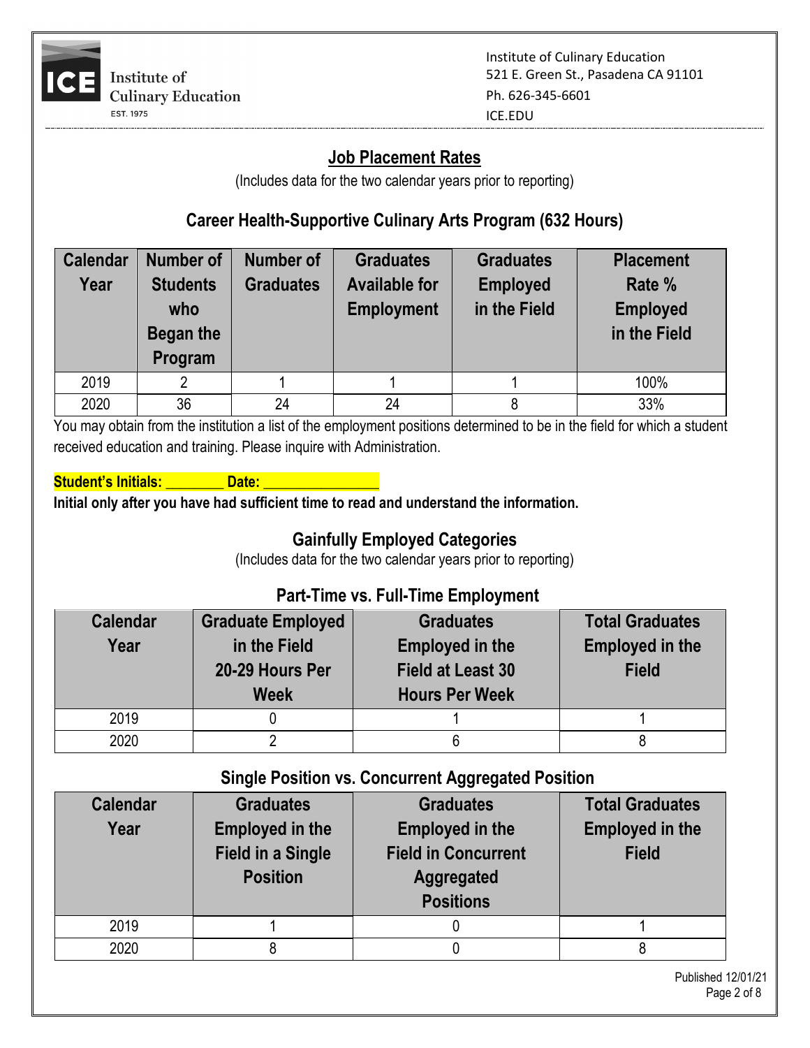Institute of Culinary Education
EST. 1975

Institute of Culinary Education
521 E. Green St., Pasadena CA 91101
Ph. 626-345-6601
ICE.EDU

## Job Placement Rates

(Includes data for the two calendar years prior to reporting)

### Career Health-Supportive Culinary Arts Program (632 Hours)

| Calendar Year | Number of Students who Began the Program | Number of Graduates | Graduates Available for Employment | Graduates Employed in the Field | Placement Rate % Employed in the Field |
|---|---|---|---|---|---|
| 2019 | 2 | 1 | 1 | 1 | 100% |
| 2020 | 36 | 24 | 24 | 8 | 33% |

You may obtain from the institution a list of the employment positions determined to be in the field for which a student received education and training. Please inquire with Administration.

**Student's Initials: ________ Date: _______________**

**Initial only after you have had sufficient time to read and understand the information.**

## Gainfully Employed Categories

(Includes data for the two calendar years prior to reporting)

### Part-Time vs. Full-Time Employment

| Calendar Year | Graduate Employed in the Field 20-29 Hours Per Week | Graduates Employed in the Field at Least 30 Hours Per Week | Total Graduates Employed in the Field |
|---|---|---|---|
| 2019 | 0 | 1 | 1 |
| 2020 | 2 | 6 | 8 |

### Single Position vs. Concurrent Aggregated Position

| Calendar Year | Graduates Employed in the Field in a Single Position | Graduates Employed in the Field in Concurrent Aggregated Positions | Total Graduates Employed in the Field |
|---|---|---|---|
| 2019 | 1 | 0 | 1 |
| 2020 | 8 | 0 | 8 |

Published 12/01/21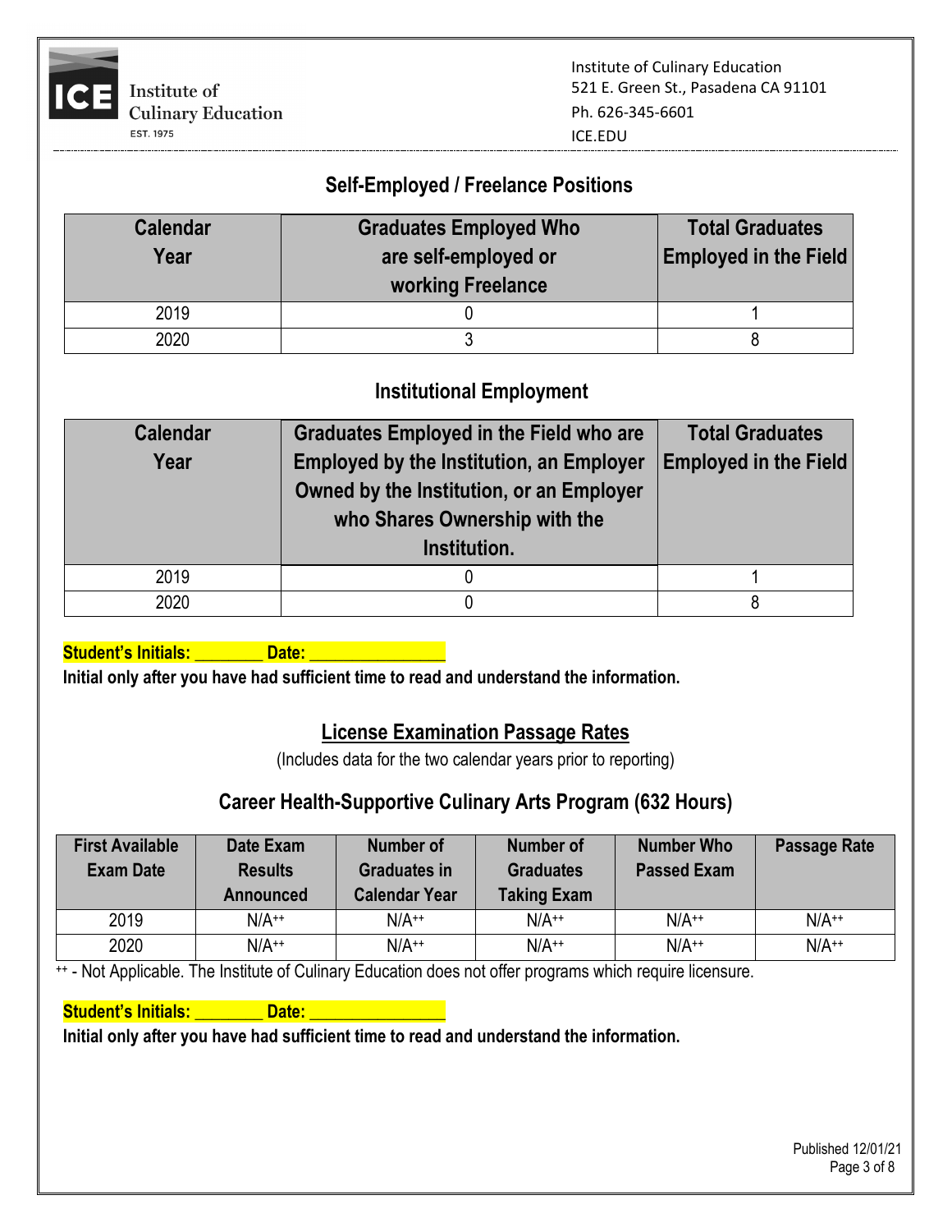## Self-Employed / Freelance Positions

| Calendar Year | Graduates Employed Who are self-employed or working Freelance | Total Graduates Employed in the Field |
|---|---|---|
| 2019 | 0 | 1 |
| 2020 | 3 | 8 |

## Institutional Employment

| Calendar Year | Graduates Employed in the Field who are Employed by the Institution, an Employer Owned by the Institution, or an Employer who Shares Ownership with the Institution. | Total Graduates Employed in the Field |
|---|---|---|
| 2019 | 0 | 1 |
| 2020 | 0 | 8 |

**Student's Initials: ________ Date: ________________**

**Initial only after you have had sufficient time to read and understand the information.**

## License Examination Passage Rates

(Includes data for the two calendar years prior to reporting)

### Career Health-Supportive Culinary Arts Program (632 Hours)

| First Available Exam Date | Date Exam Results Announced | Number of Graduates in Calendar Year | Number of Graduates Taking Exam | Number Who Passed Exam | Passage Rate |
|---|---|---|---|---|---|
| 2019 | N/A++ | N/A++ | N/A++ | N/A++ | N/A++ |
| 2020 | N/A++ | N/A++ | N/A++ | N/A++ | N/A++ |

++ - Not Applicable. The Institute of Culinary Education does not offer programs which require licensure.

**Student's Initials: ________ Date: ________________**

**Initial only after you have had sufficient time to read and understand the information.**

Published 12/01/21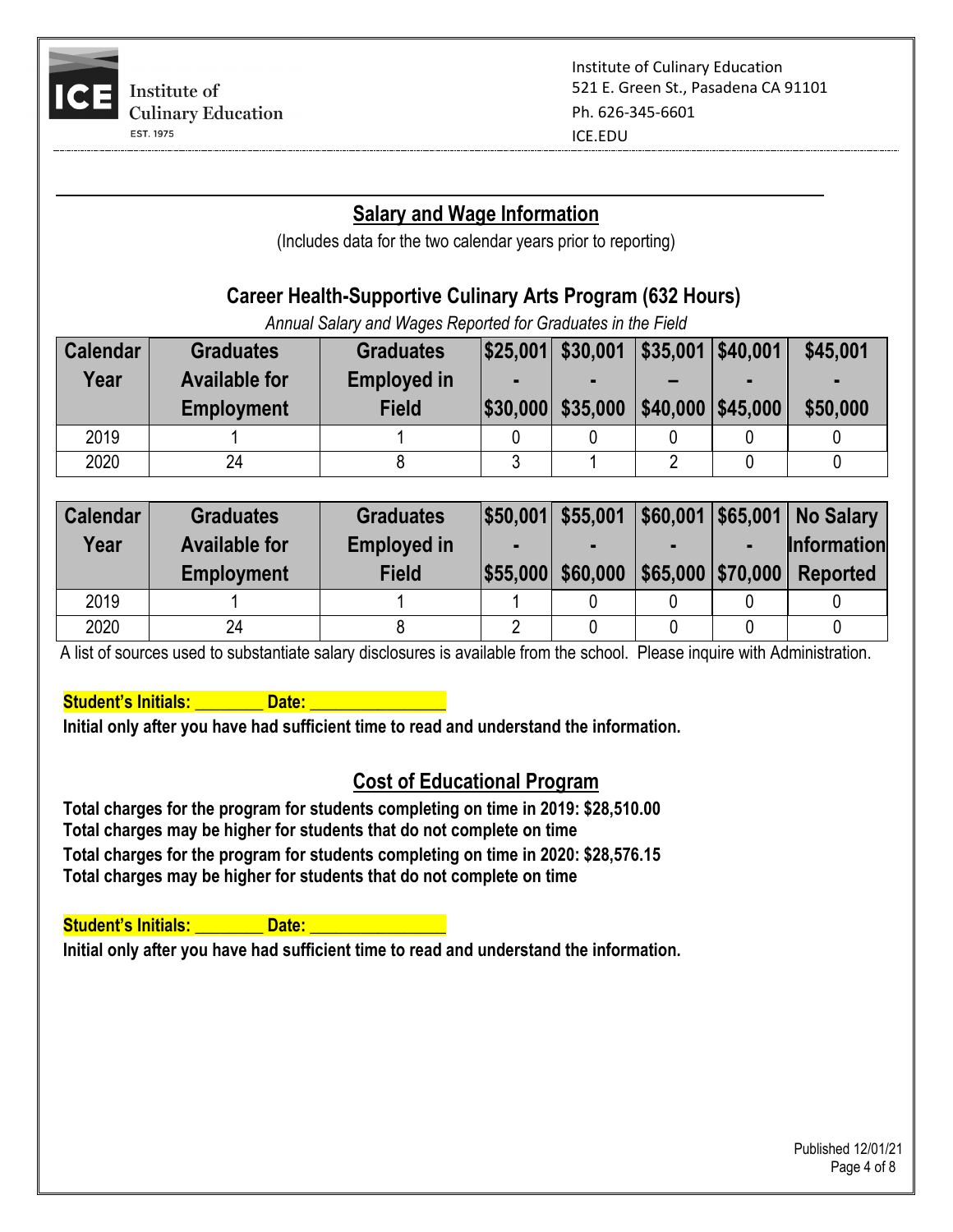Institute of Culinary Education
521 E. Green St., Pasadena CA 91101
Ph. 626-345-6601
ICE.EDU

## Salary and Wage Information

(Includes data for the two calendar years prior to reporting)

### Career Health-Supportive Culinary Arts Program (632 Hours)

*Annual Salary and Wages Reported for Graduates in the Field*

| Calendar Year | Graduates Available for Employment | Graduates Employed in Field | $25,001 - $30,000 | $30,001 - $35,000 | $35,001 – $40,000 | $40,001 - $45,000 | $45,001 - $50,000 |
|---|---|---|---|---|---|---|---|
| 2019 | 1 | 1 | 0 | 0 | 0 | 0 | 0 |
| 2020 | 24 | 8 | 3 | 1 | 2 | 0 | 0 |

| Calendar Year | Graduates Available for Employment | Graduates Employed in Field | $50,001 - $55,000 | $55,001 - $60,000 | $60,001 - $65,000 | $65,001 - $70,000 | No Salary Information Reported |
|---|---|---|---|---|---|---|---|
| 2019 | 1 | 1 | 1 | 0 | 0 | 0 | 0 |
| 2020 | 24 | 8 | 2 | 0 | 0 | 0 | 0 |

A list of sources used to substantiate salary disclosures is available from the school. Please inquire with Administration.

**Student's Initials: ________ Date: _______________**

**Initial only after you have had sufficient time to read and understand the information.**

## Cost of Educational Program

**Total charges for the program for students completing on time in 2019: $28,510.00**
**Total charges may be higher for students that do not complete on time**
**Total charges for the program for students completing on time in 2020: $28,576.15**
**Total charges may be higher for students that do not complete on time**

**Student's Initials: ________ Date: _______________**

**Initial only after you have had sufficient time to read and understand the information.**

Published 12/01/21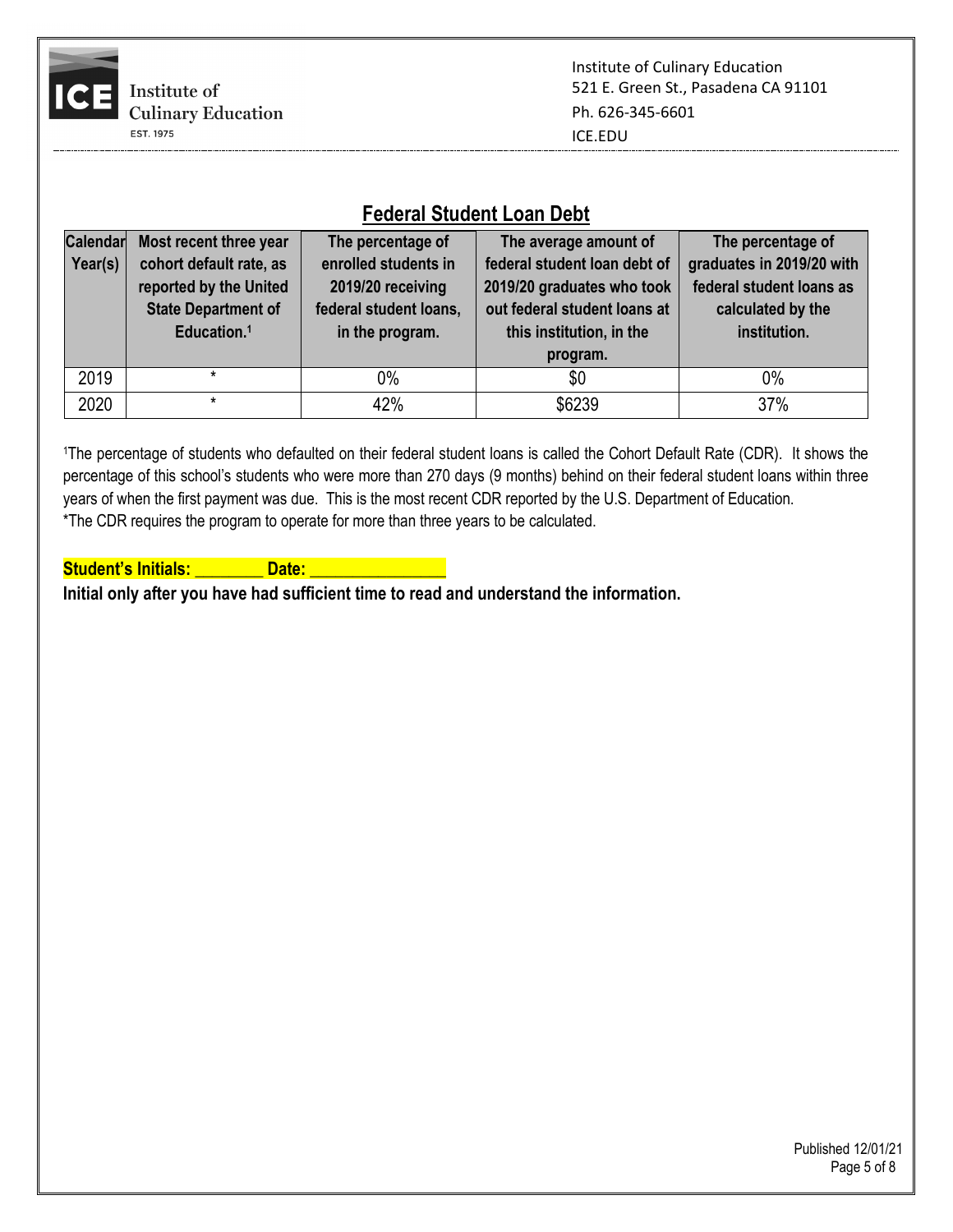Institute of Culinary Education
521 E. Green St., Pasadena CA 91101
Ph. 626-345-6601
ICE.EDU

## Federal Student Loan Debt

| Calendar Year(s) | Most recent three year cohort default rate, as reported by the United State Department of Education.[1] | The percentage of enrolled students in 2019/20 receiving federal student loans, in the program. | The average amount of federal student loan debt of 2019/20 graduates who took out federal student loans at this institution, in the program. | The percentage of graduates in 2019/20 with federal student loans as calculated by the institution. |
|---|---|---|---|---|
| 2019 | * | 0% | $0 | 0% |
| 2020 | * | 42% | $6239 | 37% |

[1]The percentage of students who defaulted on their federal student loans is called the Cohort Default Rate (CDR). It shows the percentage of this school's students who were more than 270 days (9 months) behind on their federal student loans within three years of when the first payment was due. This is the most recent CDR reported by the U.S. Department of Education.
*The CDR requires the program to operate for more than three years to be calculated.

**Student's Initials: ________ Date: ________________**

**Initial only after you have had sufficient time to read and understand the information.**

Published 12/01/21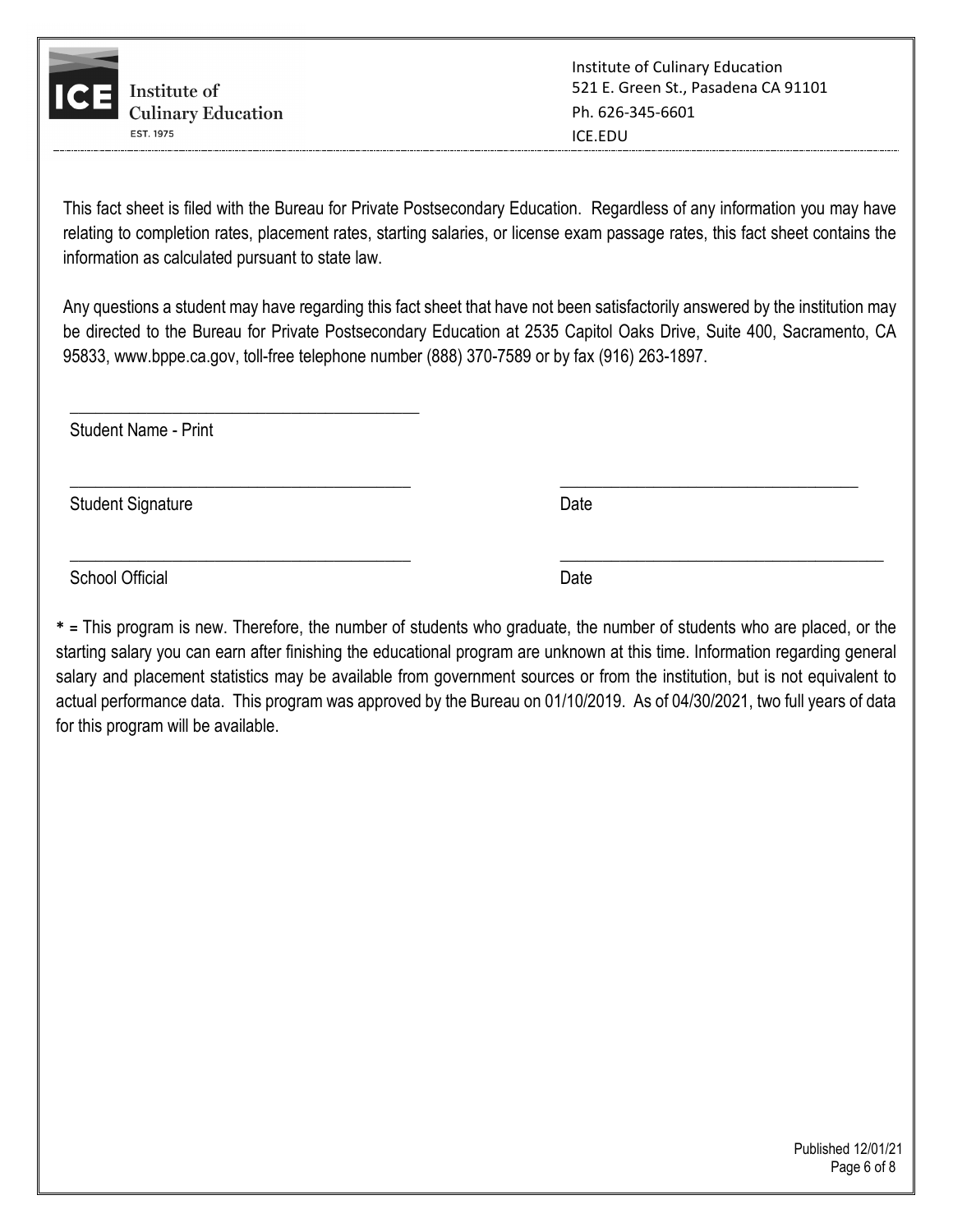This fact sheet is filed with the Bureau for Private Postsecondary Education. Regardless of any information you may have relating to completion rates, placement rates, starting salaries, or license exam passage rates, this fact sheet contains the information as calculated pursuant to state law.

Any questions a student may have regarding this fact sheet that have not been satisfactorily answered by the institution may be directed to the Bureau for Private Postsecondary Education at 2535 Capitol Oaks Drive, Suite 400, Sacramento, CA 95833, www.bppe.ca.gov, toll-free telephone number (888) 370-7589 or by fax (916) 263-1897.

\_\_\_\_\_\_\_\_\_\_\_\_\_\_\_\_\_\_\_\_\_\_\_\_\_\_\_\_\_\_\_\_\_\_\_\_\_\_\_\_

Student Name - Print

\_\_\_\_\_\_\_\_\_\_\_\_\_\_\_\_\_\_\_\_\_\_\_\_\_\_\_\_\_\_\_\_\_\_\_\_\_\_\_\_ \_\_\_\_\_\_\_\_\_\_\_\_\_\_\_\_\_\_\_\_\_\_\_\_\_\_\_\_\_\_\_\_\_\_\_

Student Signature Date

\_\_\_\_\_\_\_\_\_\_\_\_\_\_\_\_\_\_\_\_\_\_\_\_\_\_\_\_\_\_\_\_\_\_\_\_\_\_\_\_ \_\_\_\_\_\_\_\_\_\_\_\_\_\_\_\_\_\_\_\_\_\_\_\_\_\_\_\_\_\_\_\_\_\_\_

School Official Date

**\*** = This program is new. Therefore, the number of students who graduate, the number of students who are placed, or the starting salary you can earn after finishing the educational program are unknown at this time. Information regarding general salary and placement statistics may be available from government sources or from the institution, but is not equivalent to actual performance data. This program was approved by the Bureau on 01/10/2019. As of 04/30/2021, two full years of data for this program will be available.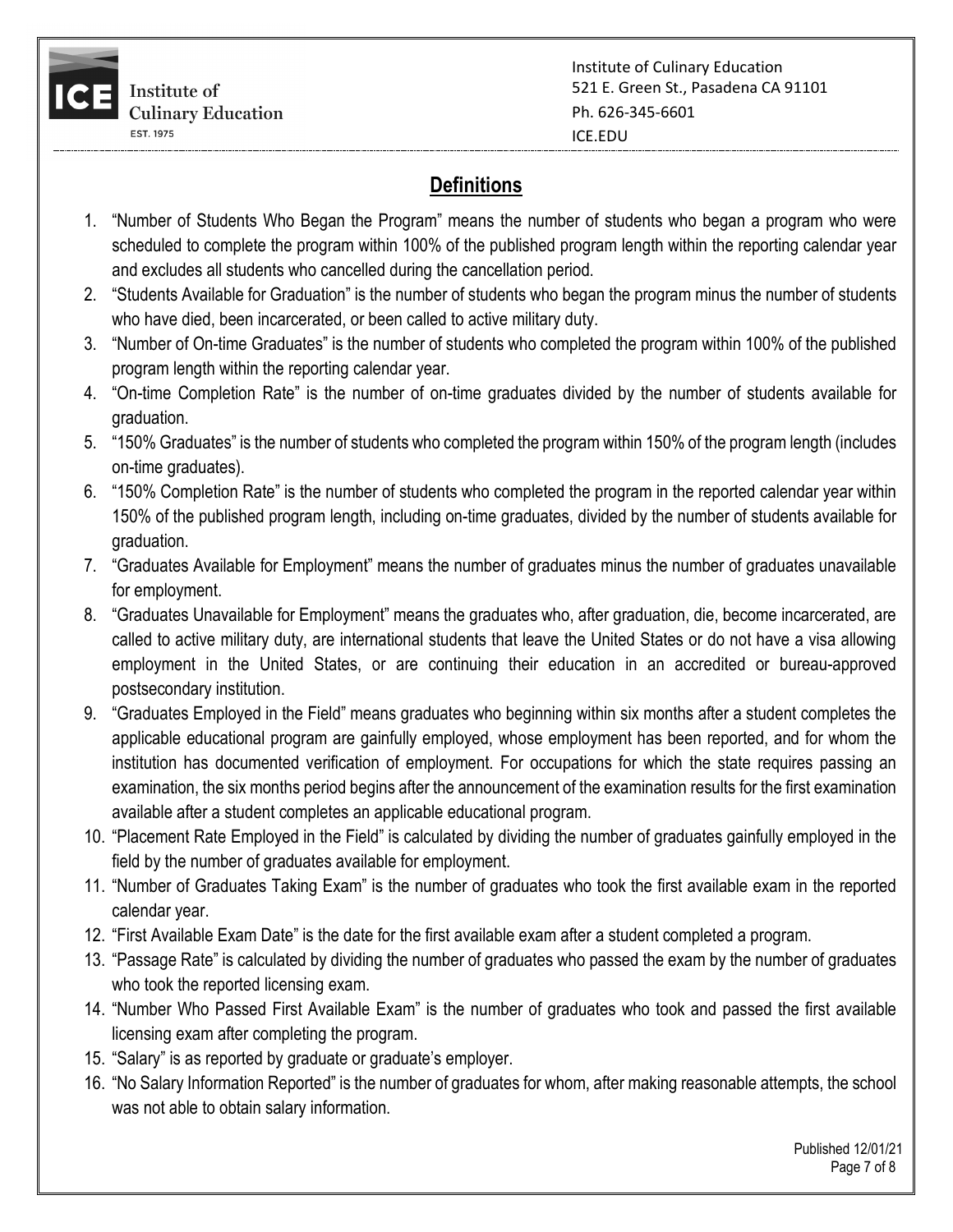## Definitions

1. "Number of Students Who Began the Program" means the number of students who began a program who were scheduled to complete the program within 100% of the published program length within the reporting calendar year and excludes all students who cancelled during the cancellation period.
2. "Students Available for Graduation" is the number of students who began the program minus the number of students who have died, been incarcerated, or been called to active military duty.
3. "Number of On-time Graduates" is the number of students who completed the program within 100% of the published program length within the reporting calendar year.
4. "On-time Completion Rate" is the number of on-time graduates divided by the number of students available for graduation.
5. "150% Graduates" is the number of students who completed the program within 150% of the program length (includes on-time graduates).
6. "150% Completion Rate" is the number of students who completed the program in the reported calendar year within 150% of the published program length, including on-time graduates, divided by the number of students available for graduation.
7. "Graduates Available for Employment" means the number of graduates minus the number of graduates unavailable for employment.
8. "Graduates Unavailable for Employment" means the graduates who, after graduation, die, become incarcerated, are called to active military duty, are international students that leave the United States or do not have a visa allowing employment in the United States, or are continuing their education in an accredited or bureau-approved postsecondary institution.
9. "Graduates Employed in the Field" means graduates who beginning within six months after a student completes the applicable educational program are gainfully employed, whose employment has been reported, and for whom the institution has documented verification of employment. For occupations for which the state requires passing an examination, the six months period begins after the announcement of the examination results for the first examination available after a student completes an applicable educational program.
10. "Placement Rate Employed in the Field" is calculated by dividing the number of graduates gainfully employed in the field by the number of graduates available for employment.
11. "Number of Graduates Taking Exam" is the number of graduates who took the first available exam in the reported calendar year.
12. "First Available Exam Date" is the date for the first available exam after a student completed a program.
13. "Passage Rate" is calculated by dividing the number of graduates who passed the exam by the number of graduates who took the reported licensing exam.
14. "Number Who Passed First Available Exam" is the number of graduates who took and passed the first available licensing exam after completing the program.
15. "Salary" is as reported by graduate or graduate's employer.
16. "No Salary Information Reported" is the number of graduates for whom, after making reasonable attempts, the school was not able to obtain salary information.

Published 12/01/21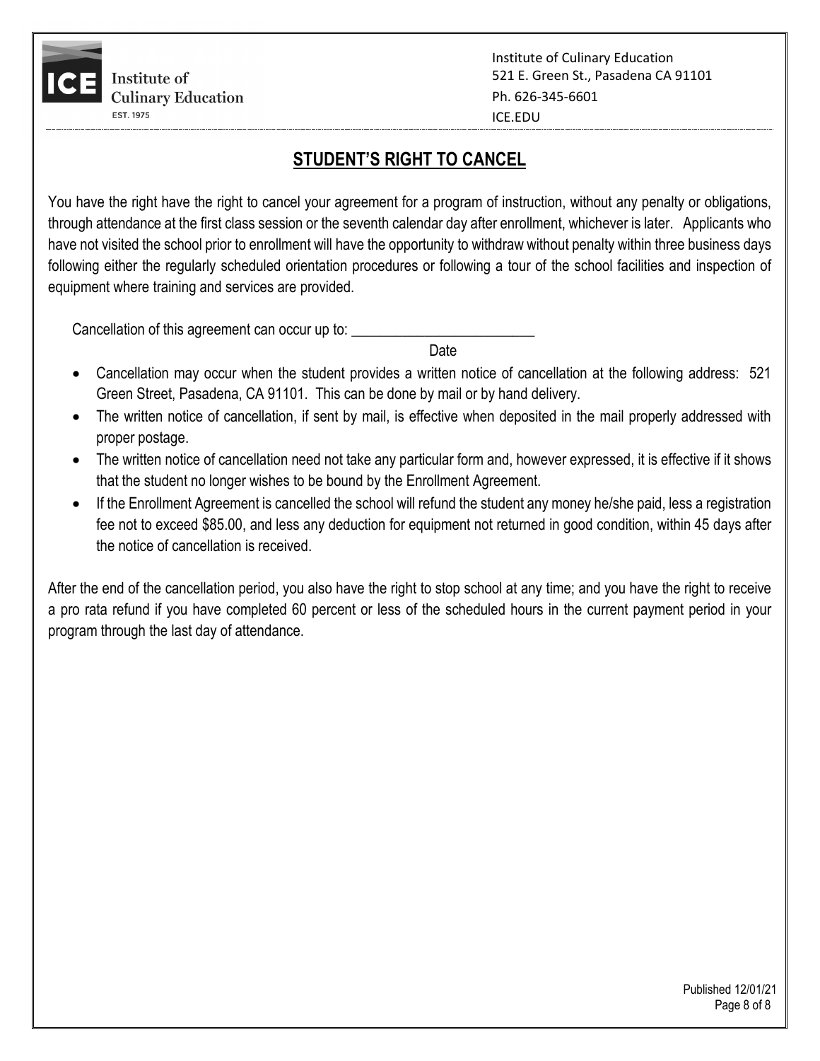Institute of Culinary Education
521 E. Green St., Pasadena CA 91101
Ph. 626-345-6601
ICE.EDU

## STUDENT'S RIGHT TO CANCEL

You have the right have the right to cancel your agreement for a program of instruction, without any penalty or obligations, through attendance at the first class session or the seventh calendar day after enrollment, whichever is later. Applicants who have not visited the school prior to enrollment will have the opportunity to withdraw without penalty within three business days following either the regularly scheduled orientation procedures or following a tour of the school facilities and inspection of equipment where training and services are provided.

Cancellation of this agreement can occur up to: _________________________
Date

- Cancellation may occur when the student provides a written notice of cancellation at the following address: 521 Green Street, Pasadena, CA 91101. This can be done by mail or by hand delivery.
- The written notice of cancellation, if sent by mail, is effective when deposited in the mail properly addressed with proper postage.
- The written notice of cancellation need not take any particular form and, however expressed, it is effective if it shows that the student no longer wishes to be bound by the Enrollment Agreement.
- If the Enrollment Agreement is cancelled the school will refund the student any money he/she paid, less a registration fee not to exceed $85.00, and less any deduction for equipment not returned in good condition, within 45 days after the notice of cancellation is received.

After the end of the cancellation period, you also have the right to stop school at any time; and you have the right to receive a pro rata refund if you have completed 60 percent or less of the scheduled hours in the current payment period in your program through the last day of attendance.

Published 12/01/21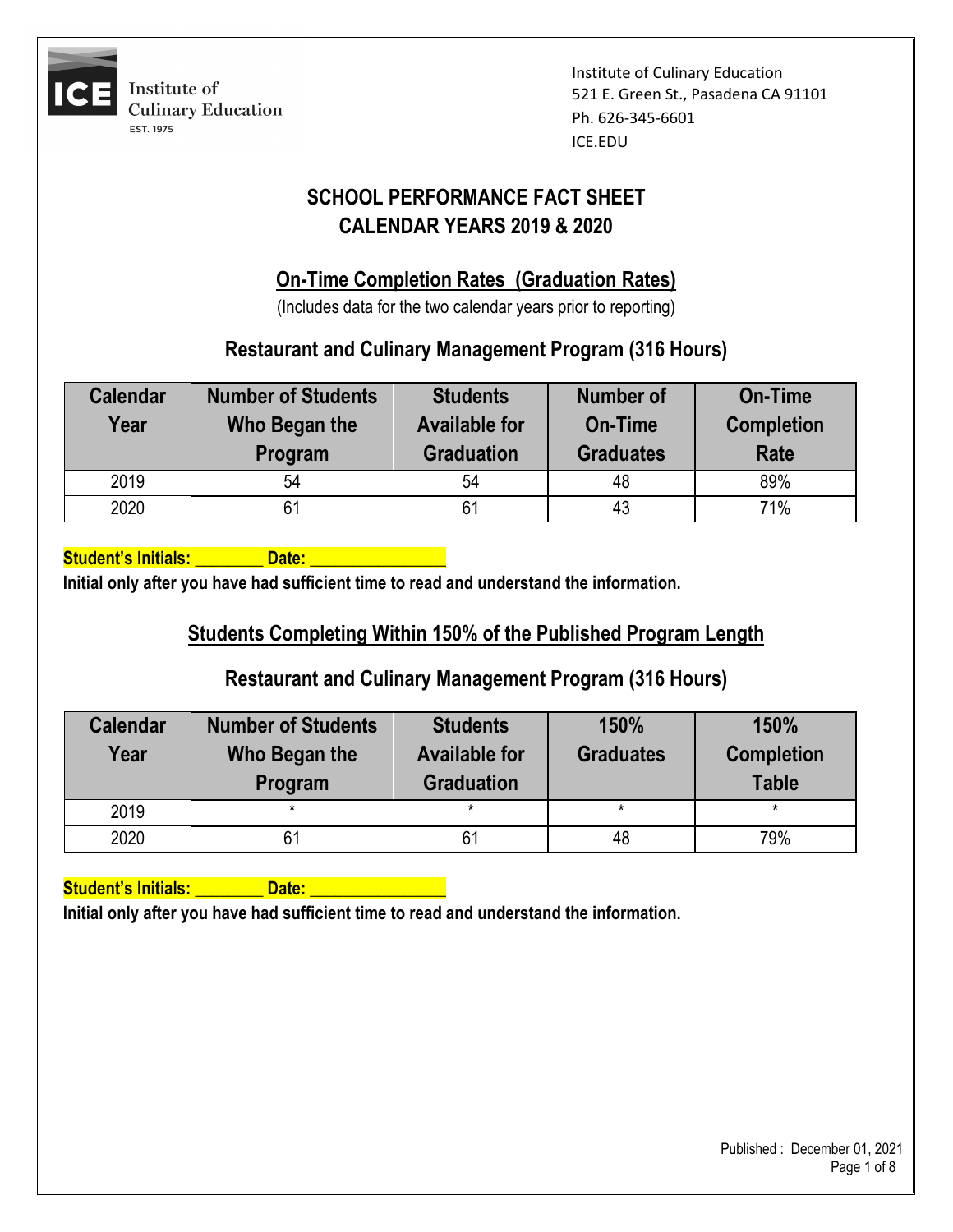Institute of Culinary Education
521 E. Green St., Pasadena CA 91101
Ph. 626-345-6601
ICE.EDU

# SCHOOL PERFORMANCE FACT SHEET
# CALENDAR YEARS 2019 & 2020

## On-Time Completion Rates (Graduation Rates)

(Includes data for the two calendar years prior to reporting)

### Restaurant and Culinary Management Program (316 Hours)

| Calendar Year | Number of Students Who Began the Program | Students Available for Graduation | Number of On-Time Graduates | On-Time Completion Rate |
|---|---|---|---|---|
| 2019 | 54 | 54 | 48 | 89% |
| 2020 | 61 | 61 | 43 | 71% |

**Student's Initials: ________ Date: ________________**

**Initial only after you have had sufficient time to read and understand the information.**

## Students Completing Within 150% of the Published Program Length

### Restaurant and Culinary Management Program (316 Hours)

| Calendar Year | Number of Students Who Began the Program | Students Available for Graduation | 150% Graduates | 150% Completion Table |
|---|---|---|---|---|
| 2019 | * | * | * | * |
| 2020 | 61 | 61 | 48 | 79% |

**Student's Initials: ________ Date: ________________**

**Initial only after you have had sufficient time to read and understand the information.**

Published : December 01, 2021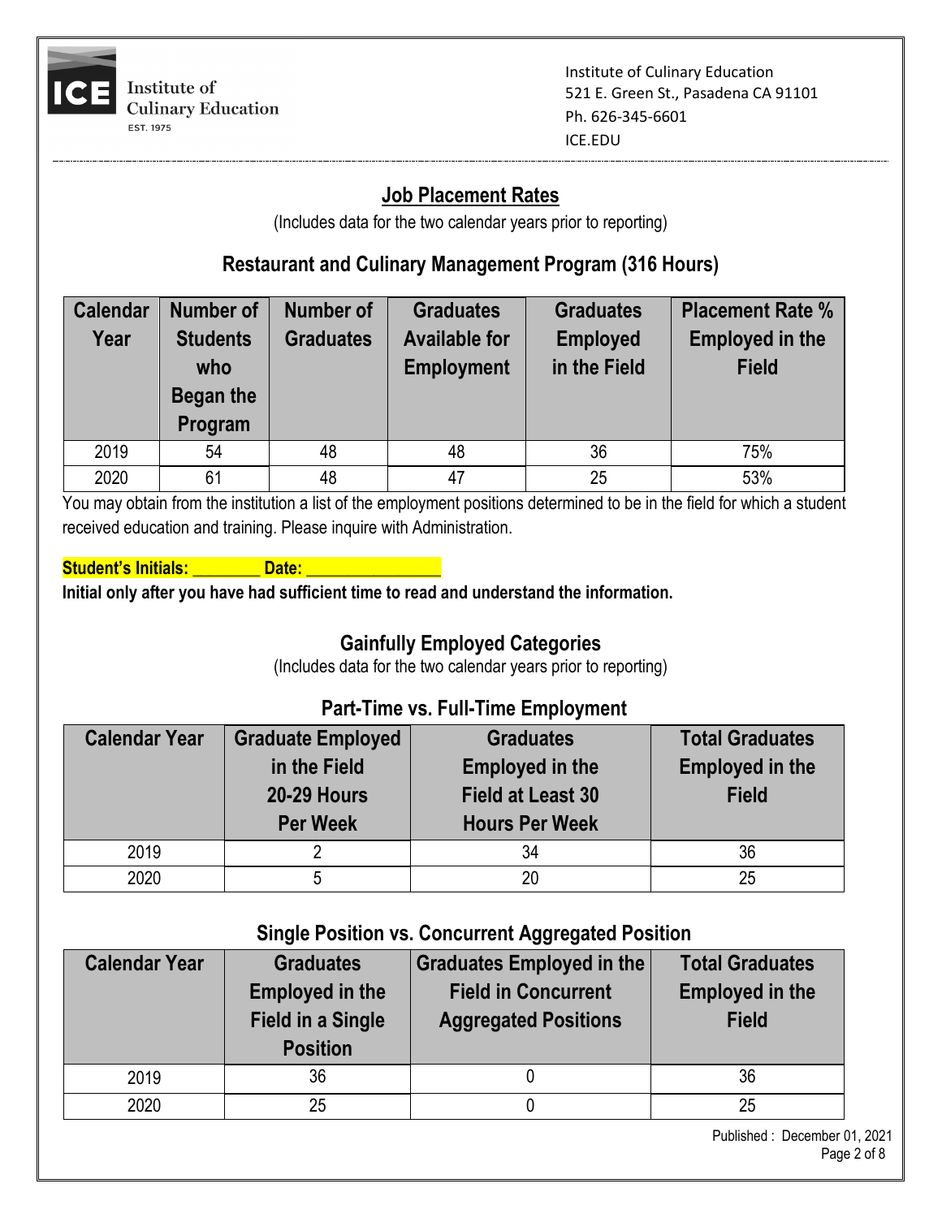Institute of Culinary Education

521 E. Green St., Pasadena CA 91101

Ph. 626-345-6601

ICE.EDU

## Job Placement Rates

(Includes data for the two calendar years prior to reporting)

### Restaurant and Culinary Management Program (316 Hours)

| Calendar Year | Number of Students who Began the Program | Number of Graduates | Graduates Available for Employment | Graduates Employed in the Field | Placement Rate % Employed in the Field |
|---|---|---|---|---|---|
| 2019 | 54 | 48 | 48 | 36 | 75% |
| 2020 | 61 | 48 | 47 | 25 | 53% |

You may obtain from the institution a list of the employment positions determined to be in the field for which a student received education and training. Please inquire with Administration.

**Student's Initials: ________ Date: ________________**

**Initial only after you have had sufficient time to read and understand the information.**

### Gainfully Employed Categories

(Includes data for the two calendar years prior to reporting)

### Part-Time vs. Full-Time Employment

| Calendar Year | Graduate Employed in the Field 20-29 Hours Per Week | Graduates Employed in the Field at Least 30 Hours Per Week | Total Graduates Employed in the Field |
|---|---|---|---|
| 2019 | 2 | 34 | 36 |
| 2020 | 5 | 20 | 25 |

### Single Position vs. Concurrent Aggregated Position

| Calendar Year | Graduates Employed in the Field in a Single Position | Graduates Employed in the Field in Concurrent Aggregated Positions | Total Graduates Employed in the Field |
|---|---|---|---|
| 2019 | 36 | 0 | 36 |
| 2020 | 25 | 0 | 25 |

Published : December 01, 2021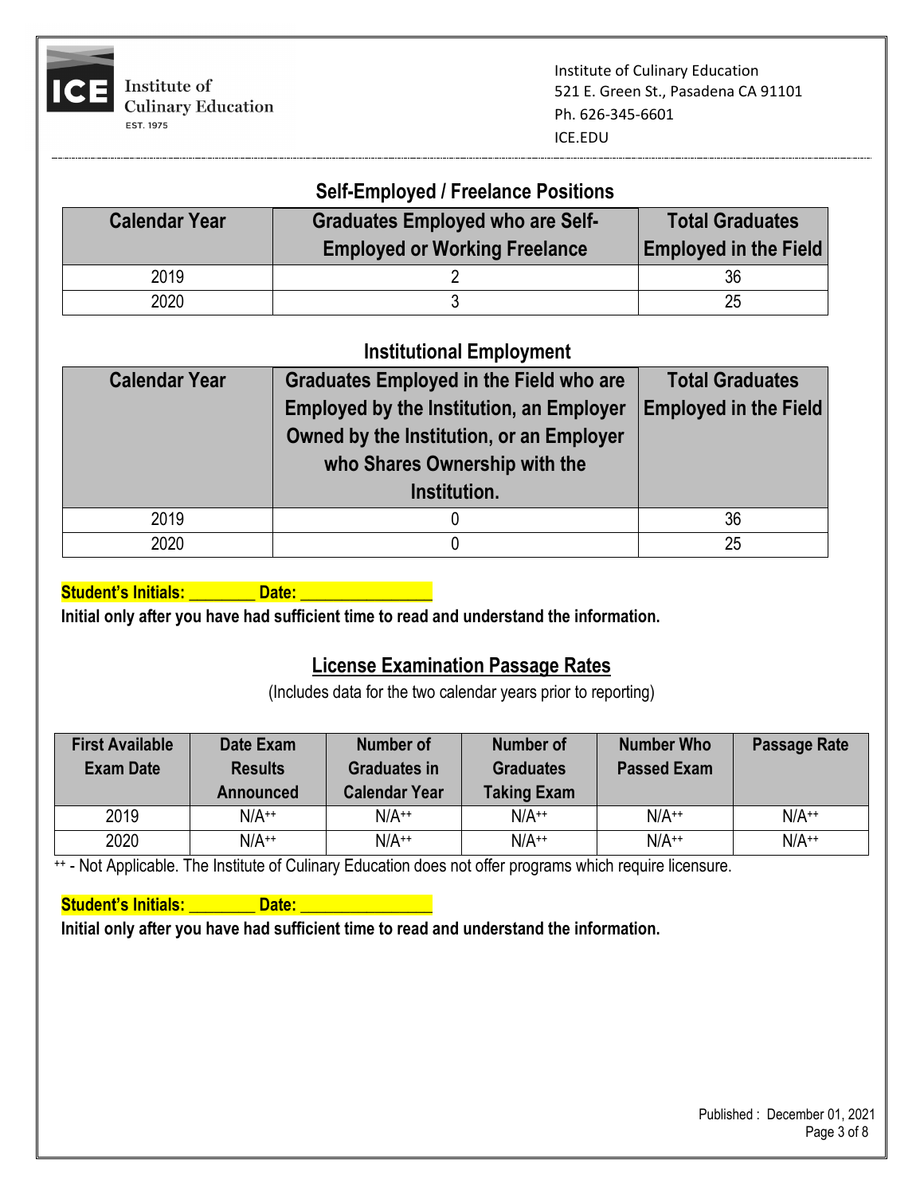Institute of Culinary Education
521 E. Green St., Pasadena CA 91101
Ph. 626-345-6601
ICE.EDU

## Self-Employed / Freelance Positions

| Calendar Year | Graduates Employed who are Self-Employed or Working Freelance | Total Graduates Employed in the Field |
|---|---|---|
| 2019 | 2 | 36 |
| 2020 | 3 | 25 |

## Institutional Employment

| Calendar Year | Graduates Employed in the Field who are Employed by the Institution, an Employer Owned by the Institution, or an Employer who Shares Ownership with the Institution. | Total Graduates Employed in the Field |
|---|---|---|
| 2019 | 0 | 36 |
| 2020 | 0 | 25 |

**Student's Initials: _______ Date: _______________**

**Initial only after you have had sufficient time to read and understand the information.**

## License Examination Passage Rates

(Includes data for the two calendar years prior to reporting)

| First Available Exam Date | Date Exam Results Announced | Number of Graduates in Calendar Year | Number of Graduates Taking Exam | Number Who Passed Exam | Passage Rate |
|---|---|---|---|---|---|
| 2019 | N/A++ | N/A++ | N/A++ | N/A++ | N/A++ |
| 2020 | N/A++ | N/A++ | N/A++ | N/A++ | N/A++ |

++ - Not Applicable. The Institute of Culinary Education does not offer programs which require licensure.

**Student's Initials: _______ Date: _______________**

**Initial only after you have had sufficient time to read and understand the information.**

Published : December 01, 2021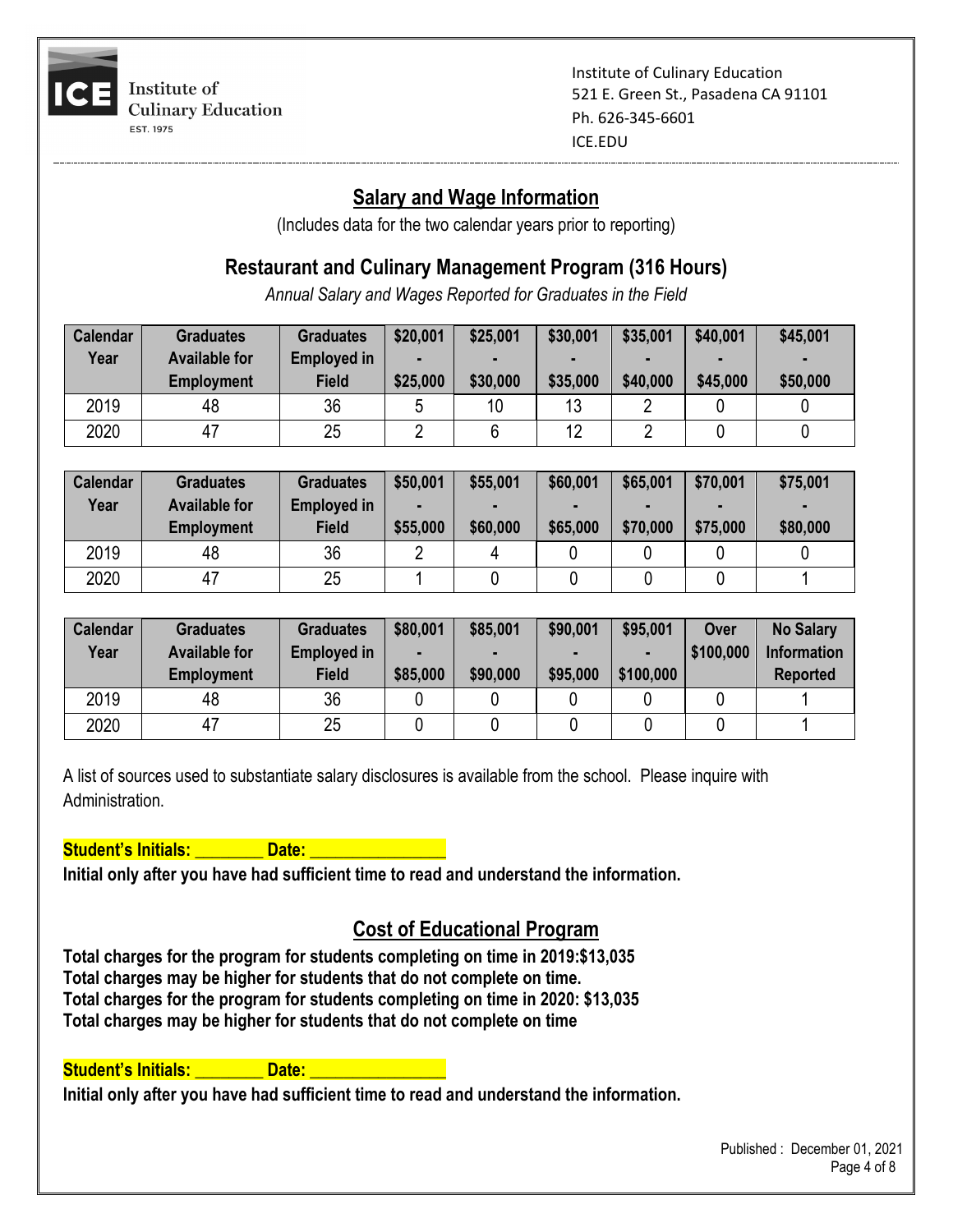Institute of Culinary Education
521 E. Green St., Pasadena CA 91101
Ph. 626-345-6601
ICE.EDU

## Salary and Wage Information

(Includes data for the two calendar years prior to reporting)

### Restaurant and Culinary Management Program (316 Hours)

*Annual Salary and Wages Reported for Graduates in the Field*

| Calendar Year | Graduates Available for Employment | Graduates Employed in Field | $20,001 - $25,000 | $25,001 - $30,000 | $30,001 - $35,000 | $35,001 - $40,000 | $40,001 - $45,000 | $45,001 - $50,000 |
|---|---|---|---|---|---|---|---|---|
| 2019 | 48 | 36 | 5 | 10 | 13 | 2 | 0 | 0 |
| 2020 | 47 | 25 | 2 | 6 | 12 | 2 | 0 | 0 |

| Calendar Year | Graduates Available for Employment | Graduates Employed in Field | $50,001 - $55,000 | $55,001 - $60,000 | $60,001 - $65,000 | $65,001 - $70,000 | $70,001 - $75,000 | $75,001 - $80,000 |
|---|---|---|---|---|---|---|---|---|
| 2019 | 48 | 36 | 2 | 4 | 0 | 0 | 0 | 0 |
| 2020 | 47 | 25 | 1 | 0 | 0 | 0 | 0 | 1 |

| Calendar Year | Graduates Available for Employment | Graduates Employed in Field | $80,001 - $85,000 | $85,001 - $90,000 | $90,001 - $95,000 | $95,001 - $100,000 | Over $100,000 | No Salary Information Reported |
|---|---|---|---|---|---|---|---|---|
| 2019 | 48 | 36 | 0 | 0 | 0 | 0 | 0 | 1 |
| 2020 | 47 | 25 | 0 | 0 | 0 | 0 | 0 | 1 |

A list of sources used to substantiate salary disclosures is available from the school. Please inquire with Administration.

**Student's Initials: ________ Date: ________________**

**Initial only after you have had sufficient time to read and understand the information.**

## Cost of Educational Program

**Total charges for the program for students completing on time in 2019:$13,035**
**Total charges may be higher for students that do not complete on time.**
**Total charges for the program for students completing on time in 2020: $13,035**
**Total charges may be higher for students that do not complete on time**

**Student's Initials: ________ Date: ________________**

**Initial only after you have had sufficient time to read and understand the information.**

Published : December 01, 2021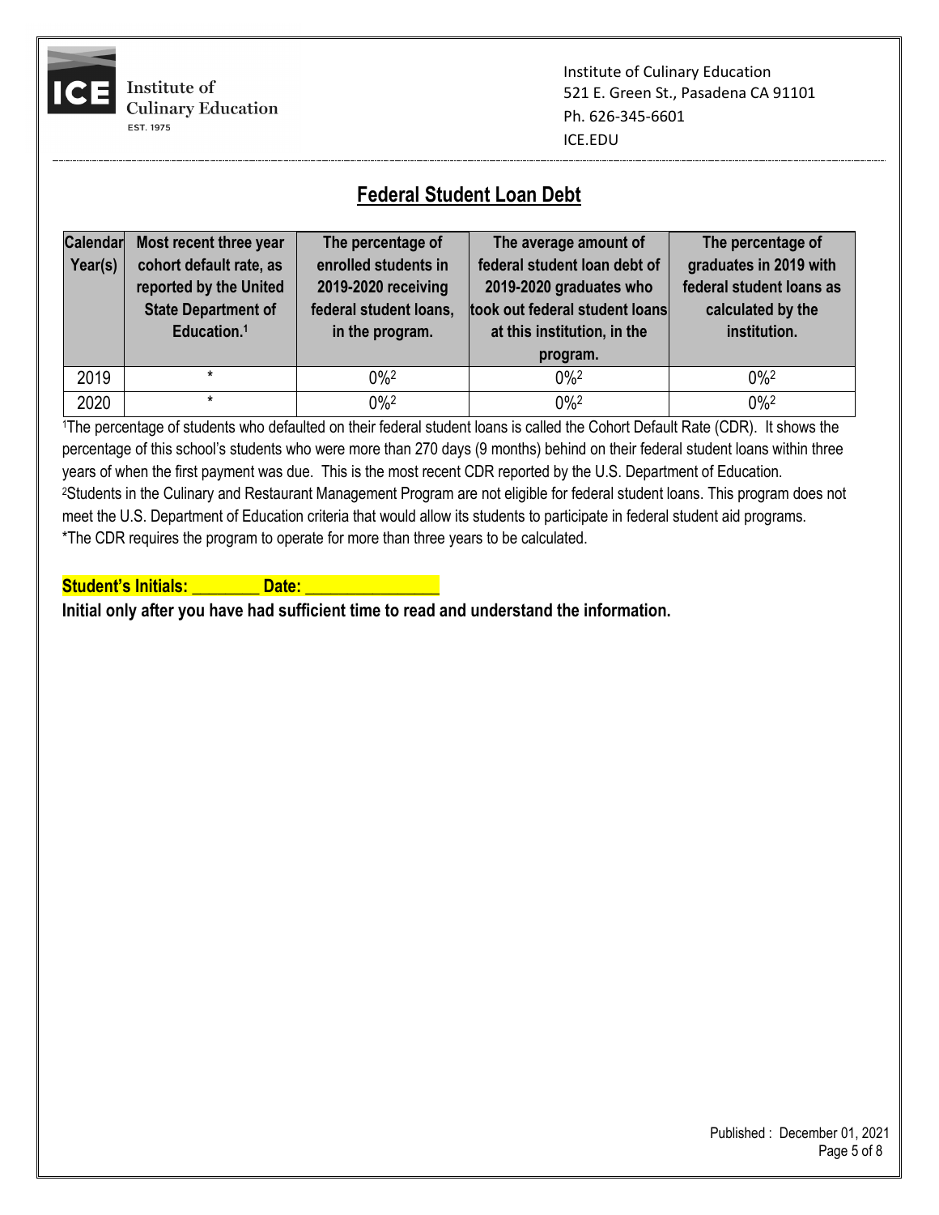Institute of Culinary Education
521 E. Green St., Pasadena CA 91101
Ph. 626-345-6601
ICE.EDU

## Federal Student Loan Debt

| Calendar Year(s) | Most recent three year cohort default rate, as reported by the United State Department of Education.[1] | The percentage of enrolled students in 2019-2020 receiving federal student loans, in the program. | The average amount of federal student loan debt of 2019-2020 graduates who took out federal student loans at this institution, in the program. | The percentage of graduates in 2019 with federal student loans as calculated by the institution. |
|---|---|---|---|---|
| 2019 | * | 0%[2] | 0%[2] | 0%[2] |
| 2020 | * | 0%[2] | 0%[2] | 0%[2] |

[1]The percentage of students who defaulted on their federal student loans is called the Cohort Default Rate (CDR). It shows the percentage of this school's students who were more than 270 days (9 months) behind on their federal student loans within three years of when the first payment was due. This is the most recent CDR reported by the U.S. Department of Education.
[2]Students in the Culinary and Restaurant Management Program are not eligible for federal student loans. This program does not meet the U.S. Department of Education criteria that would allow its students to participate in federal student aid programs.
*The CDR requires the program to operate for more than three years to be calculated.

**Student's Initials: ________ Date: _______________**

**Initial only after you have had sufficient time to read and understand the information.**

Published : December 01, 2021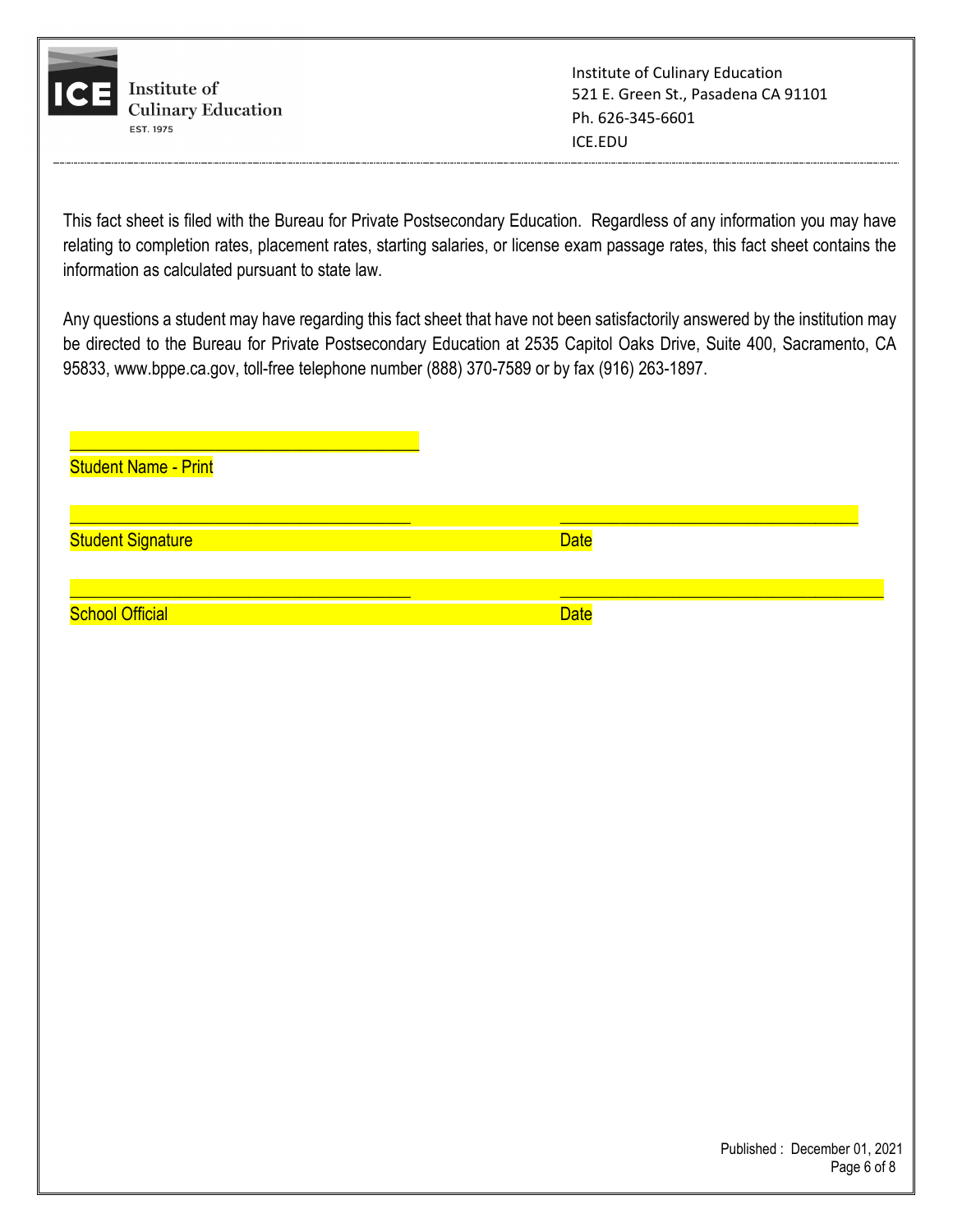Institute of Culinary Education
521 E. Green St., Pasadena CA 91101
Ph. 626-345-6601
ICE.EDU

This fact sheet is filed with the Bureau for Private Postsecondary Education. Regardless of any information you may have relating to completion rates, placement rates, starting salaries, or license exam passage rates, this fact sheet contains the information as calculated pursuant to state law.

Any questions a student may have regarding this fact sheet that have not been satisfactorily answered by the institution may be directed to the Bureau for Private Postsecondary Education at 2535 Capitol Oaks Drive, Suite 400, Sacramento, CA 95833, www.bppe.ca.gov, toll-free telephone number (888) 370-7589 or by fax (916) 263-1897.

______________________________________
Student Name - Print

______________________________________ ______________________________________
Student Signature Date

______________________________________ ______________________________________
School Official Date

Published : December 01, 2021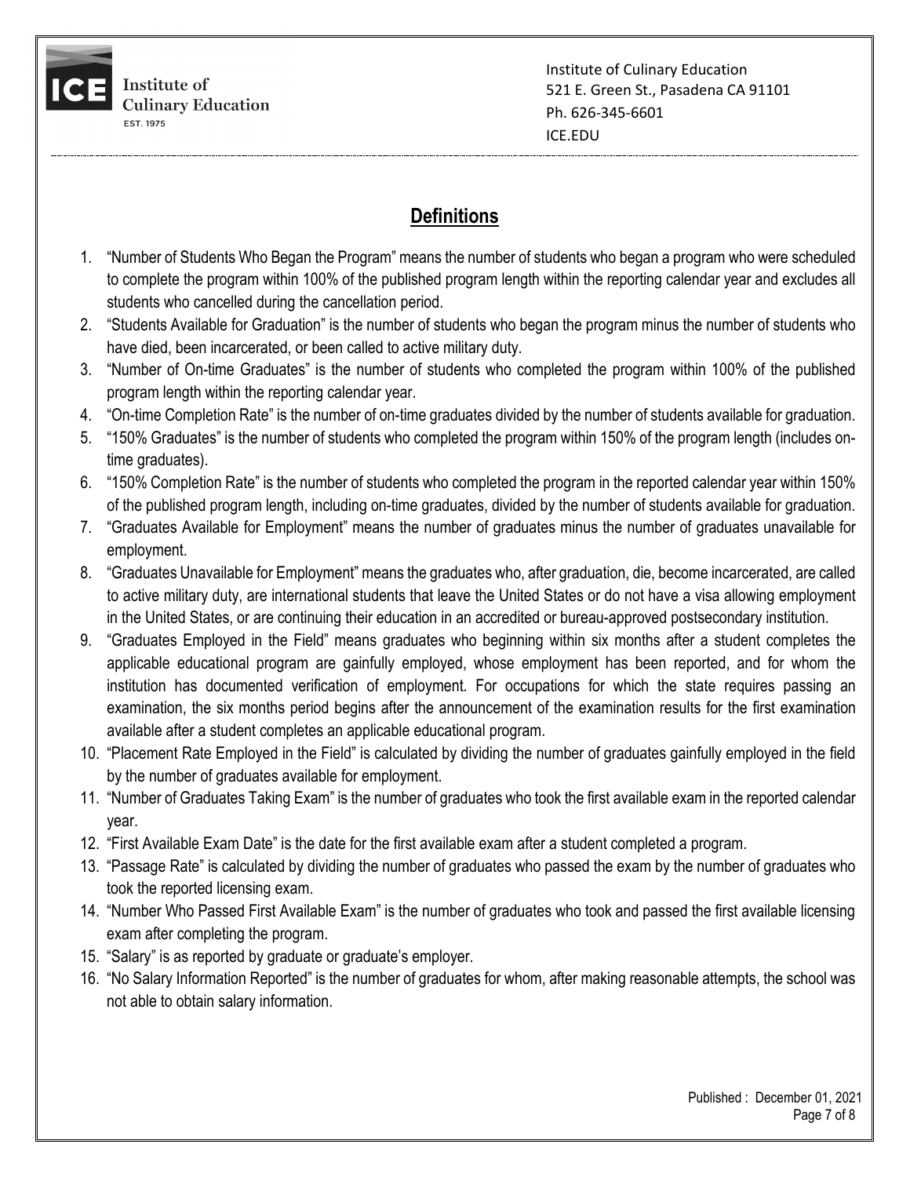Institute of Culinary Education
521 E. Green St., Pasadena CA 91101
Ph. 626-345-6601
ICE.EDU

## Definitions

1. "Number of Students Who Began the Program" means the number of students who began a program who were scheduled to complete the program within 100% of the published program length within the reporting calendar year and excludes all students who cancelled during the cancellation period.
2. "Students Available for Graduation" is the number of students who began the program minus the number of students who have died, been incarcerated, or been called to active military duty.
3. "Number of On-time Graduates" is the number of students who completed the program within 100% of the published program length within the reporting calendar year.
4. "On-time Completion Rate" is the number of on-time graduates divided by the number of students available for graduation.
5. "150% Graduates" is the number of students who completed the program within 150% of the program length (includes on-time graduates).
6. "150% Completion Rate" is the number of students who completed the program in the reported calendar year within 150% of the published program length, including on-time graduates, divided by the number of students available for graduation.
7. "Graduates Available for Employment" means the number of graduates minus the number of graduates unavailable for employment.
8. "Graduates Unavailable for Employment" means the graduates who, after graduation, die, become incarcerated, are called to active military duty, are international students that leave the United States or do not have a visa allowing employment in the United States, or are continuing their education in an accredited or bureau-approved postsecondary institution.
9. "Graduates Employed in the Field" means graduates who beginning within six months after a student completes the applicable educational program are gainfully employed, whose employment has been reported, and for whom the institution has documented verification of employment. For occupations for which the state requires passing an examination, the six months period begins after the announcement of the examination results for the first examination available after a student completes an applicable educational program.
10. "Placement Rate Employed in the Field" is calculated by dividing the number of graduates gainfully employed in the field by the number of graduates available for employment.
11. "Number of Graduates Taking Exam" is the number of graduates who took the first available exam in the reported calendar year.
12. "First Available Exam Date" is the date for the first available exam after a student completed a program.
13. "Passage Rate" is calculated by dividing the number of graduates who passed the exam by the number of graduates who took the reported licensing exam.
14. "Number Who Passed First Available Exam" is the number of graduates who took and passed the first available licensing exam after completing the program.
15. "Salary" is as reported by graduate or graduate's employer.
16. "No Salary Information Reported" is the number of graduates for whom, after making reasonable attempts, the school was not able to obtain salary information.

Published : December 01, 2021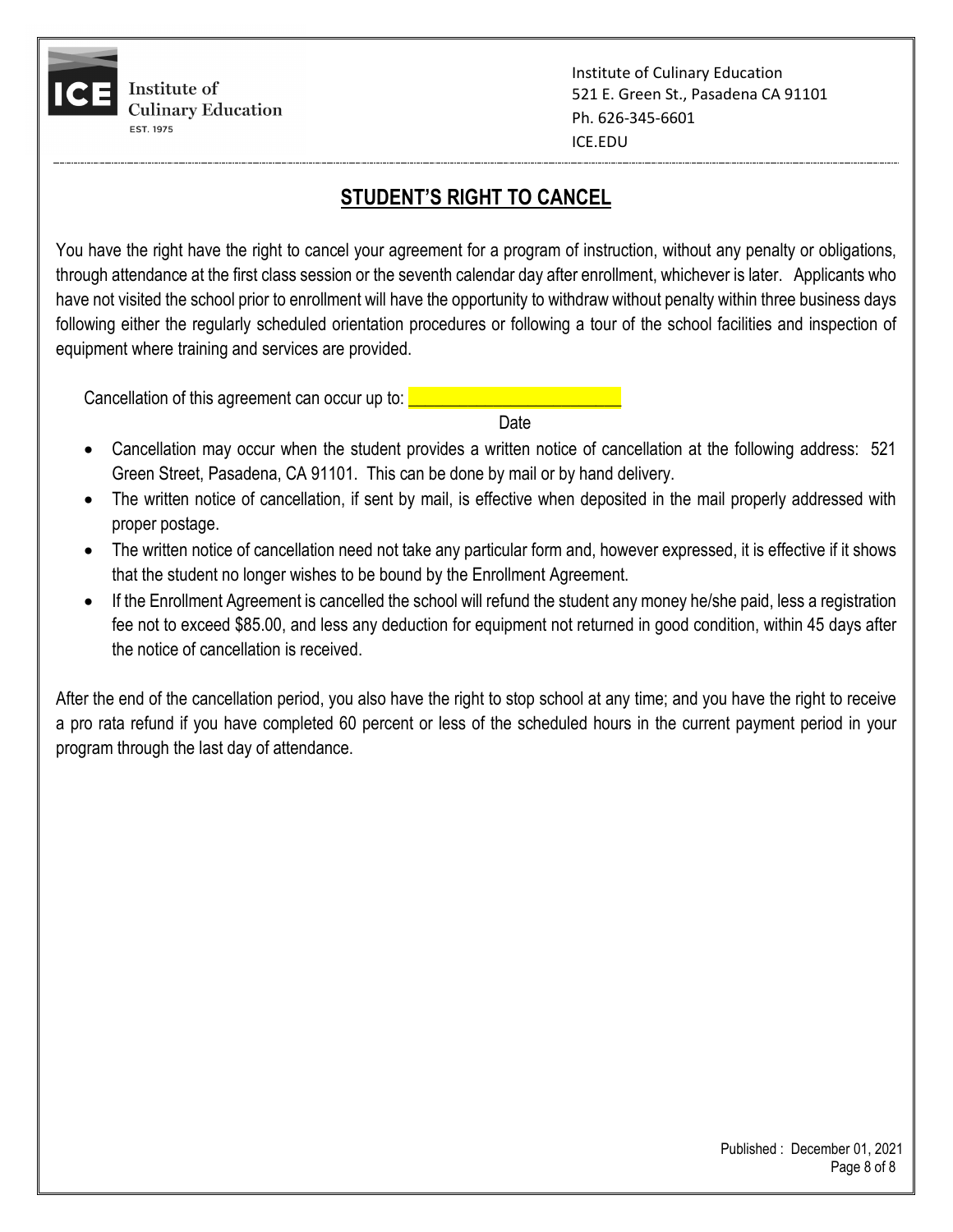Institute of Culinary Education
521 E. Green St., Pasadena CA 91101
Ph. 626-345-6601
ICE.EDU

## STUDENT'S RIGHT TO CANCEL

You have the right have the right to cancel your agreement for a program of instruction, without any penalty or obligations, through attendance at the first class session or the seventh calendar day after enrollment, whichever is later. Applicants who have not visited the school prior to enrollment will have the opportunity to withdraw without penalty within three business days following either the regularly scheduled orientation procedures or following a tour of the school facilities and inspection of equipment where training and services are provided.

Cancellation of this agreement can occur up to: ________________________
Date

- Cancellation may occur when the student provides a written notice of cancellation at the following address: 521 Green Street, Pasadena, CA 91101. This can be done by mail or by hand delivery.
- The written notice of cancellation, if sent by mail, is effective when deposited in the mail properly addressed with proper postage.
- The written notice of cancellation need not take any particular form and, however expressed, it is effective if it shows that the student no longer wishes to be bound by the Enrollment Agreement.
- If the Enrollment Agreement is cancelled the school will refund the student any money he/she paid, less a registration fee not to exceed $85.00, and less any deduction for equipment not returned in good condition, within 45 days after the notice of cancellation is received.

After the end of the cancellation period, you also have the right to stop school at any time; and you have the right to receive a pro rata refund if you have completed 60 percent or less of the scheduled hours in the current payment period in your program through the last day of attendance.

Published : December 01, 2021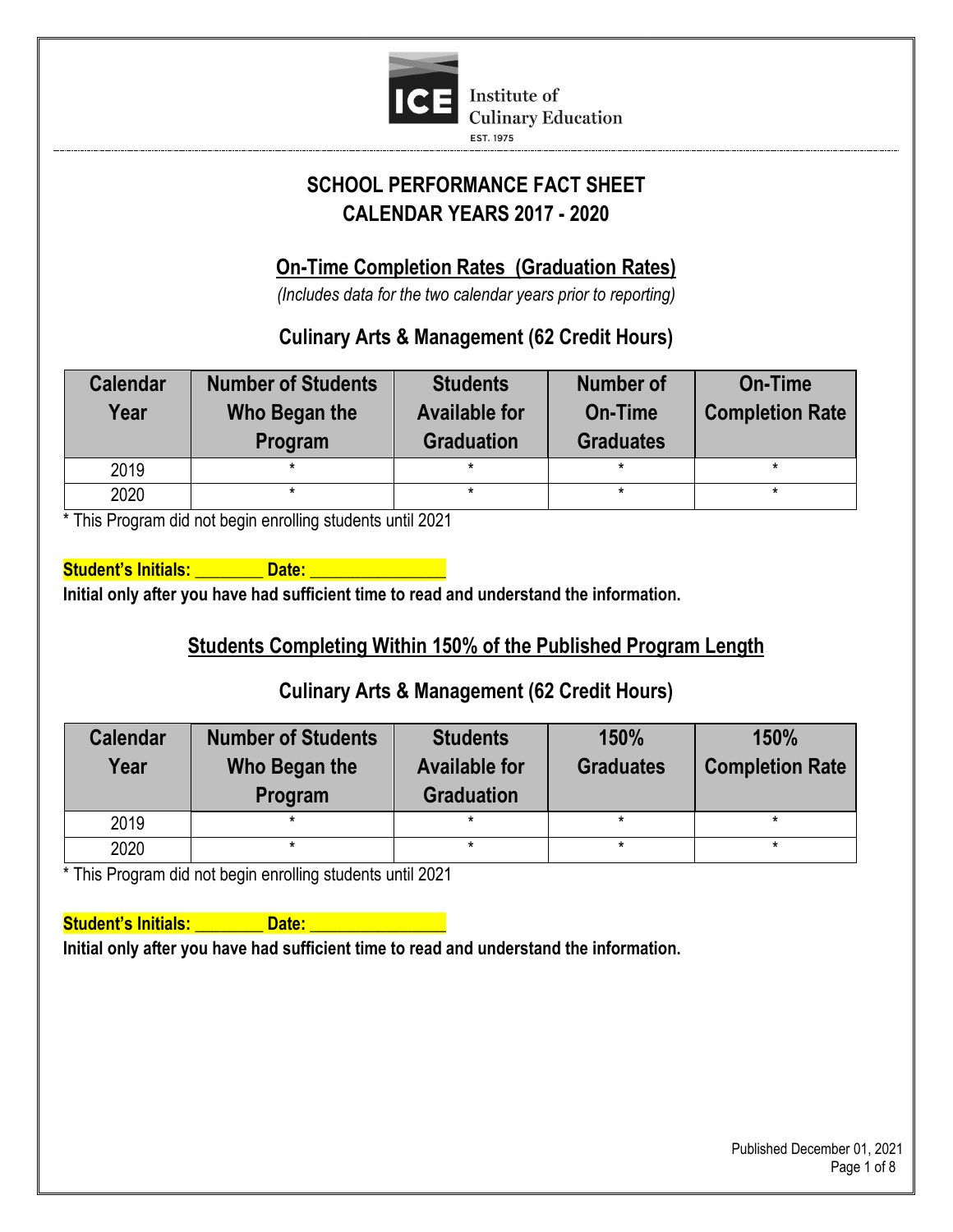Institute of Culinary Education

EST. 1975

# SCHOOL PERFORMANCE FACT SHEET
# CALENDAR YEARS 2017 - 2020

## On-Time Completion Rates (Graduation Rates)

*(Includes data for the two calendar years prior to reporting)*

### Culinary Arts & Management (62 Credit Hours)

| Calendar Year | Number of Students Who Began the Program | Students Available for Graduation | Number of On-Time Graduates | On-Time Completion Rate |
|---|---|---|---|---|
| 2019 | * | * | * | * |
| 2020 | * | * | * | * |

* This Program did not begin enrolling students until 2021

**Student's Initials: ________ Date: ________________**

**Initial only after you have had sufficient time to read and understand the information.**

## Students Completing Within 150% of the Published Program Length

### Culinary Arts & Management (62 Credit Hours)

| Calendar Year | Number of Students Who Began the Program | Students Available for Graduation | 150% Graduates | 150% Completion Rate |
|---|---|---|---|---|
| 2019 | * | * | * | * |
| 2020 | * | * | * | * |

* This Program did not begin enrolling students until 2021

**Student's Initials: ________ Date: ________________**

**Initial only after you have had sufficient time to read and understand the information.**

Published December 01, 2021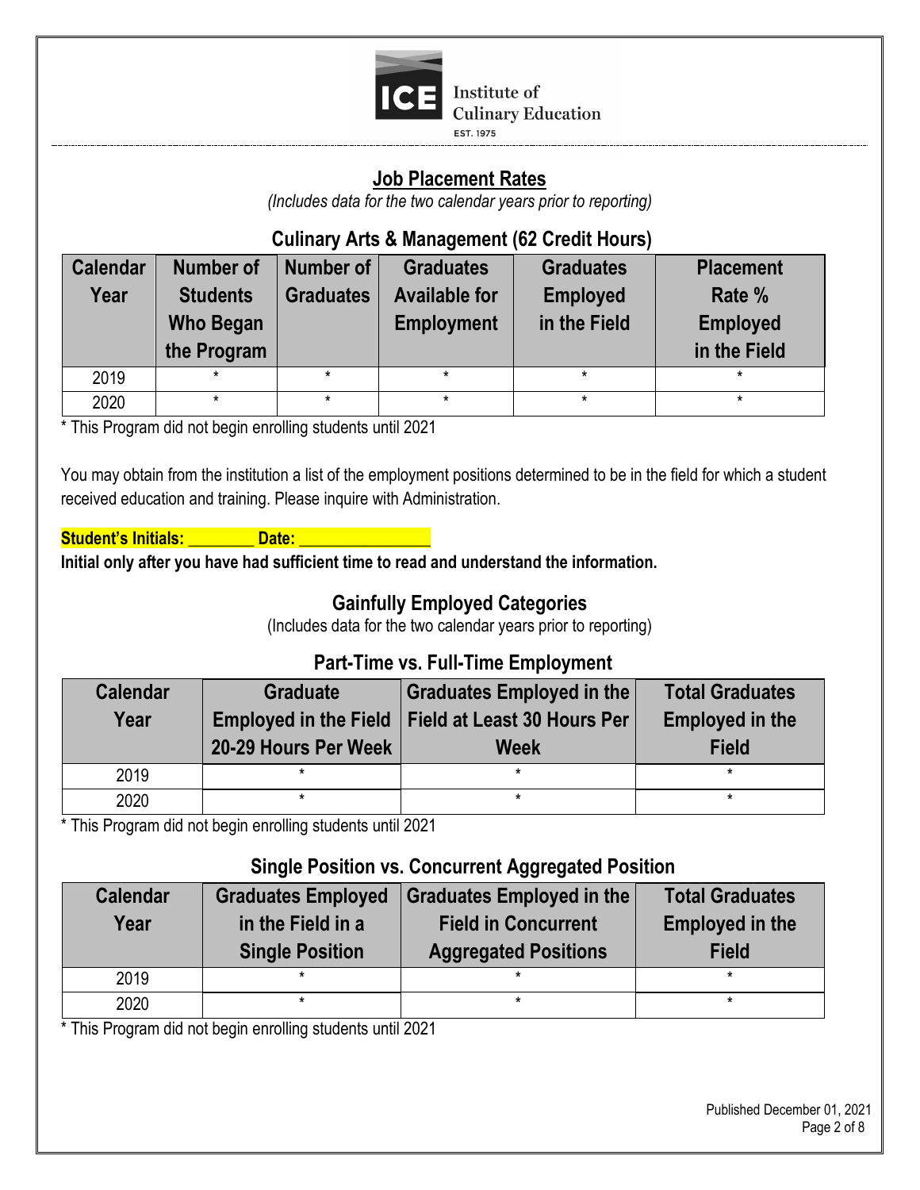Institute of Culinary Education

EST. 1975

## Job Placement Rates

*(Includes data for the two calendar years prior to reporting)*

### Culinary Arts & Management (62 Credit Hours)

| Calendar Year | Number of Students Who Began the Program | Number of Graduates | Graduates Available for Employment | Graduates Employed in the Field | Placement Rate % Employed in the Field |
|---|---|---|---|---|---|
| 2019 | * | * | * | * | * |
| 2020 | * | * | * | * | * |

* This Program did not begin enrolling students until 2021

You may obtain from the institution a list of the employment positions determined to be in the field for which a student received education and training. Please inquire with Administration.

**Student's Initials: ________ Date: ________________**

**Initial only after you have had sufficient time to read and understand the information.**

## Gainfully Employed Categories

(Includes data for the two calendar years prior to reporting)

### Part-Time vs. Full-Time Employment

| Calendar Year | Graduate Employed in the Field 20-29 Hours Per Week | Graduates Employed in the Field at Least 30 Hours Per Week | Total Graduates Employed in the Field |
|---|---|---|---|
| 2019 | * | * | * |
| 2020 | * | * | * |

* This Program did not begin enrolling students until 2021

### Single Position vs. Concurrent Aggregated Position

| Calendar Year | Graduates Employed in the Field in a Single Position | Graduates Employed in the Field in Concurrent Aggregated Positions | Total Graduates Employed in the Field |
|---|---|---|---|
| 2019 | * | * | * |
| 2020 | * | * | * |

* This Program did not begin enrolling students until 2021

Published December 01, 2021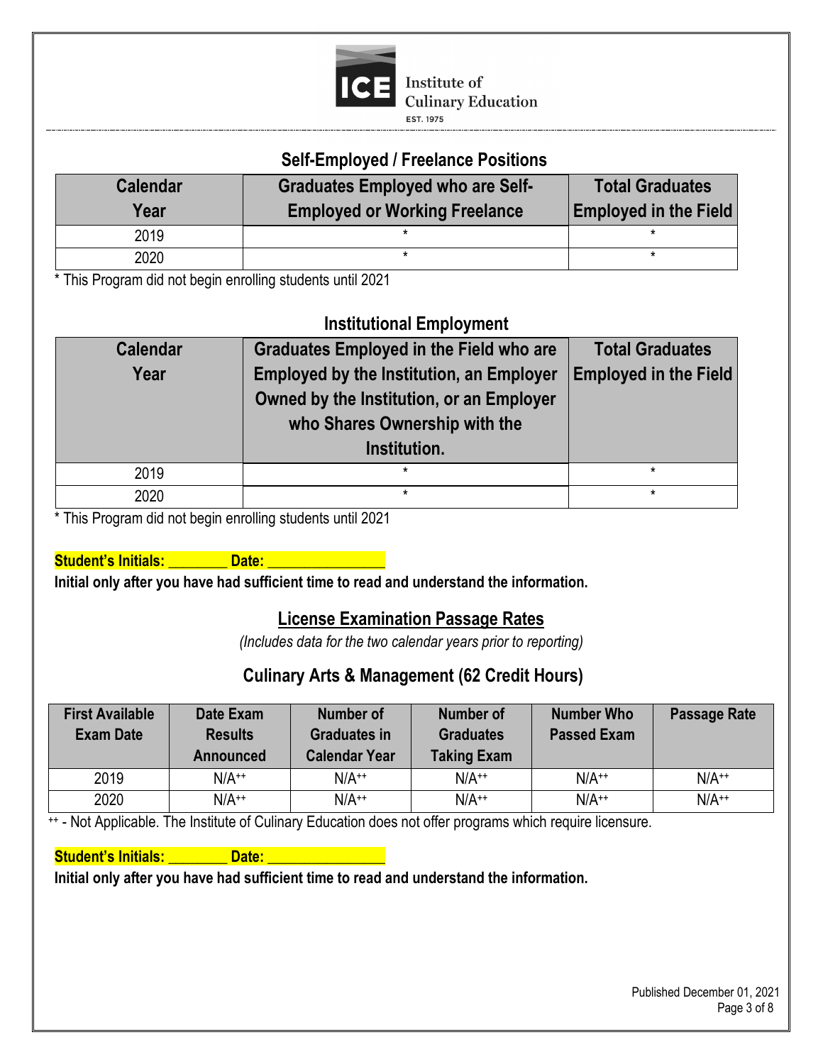## Self-Employed / Freelance Positions

| Calendar Year | Graduates Employed who are Self-Employed or Working Freelance | Total Graduates Employed in the Field |
|---|---|---|
| 2019 | * | * |
| 2020 | * | * |

* This Program did not begin enrolling students until 2021

## Institutional Employment

| Calendar Year | Graduates Employed in the Field who are Employed by the Institution, an Employer Owned by the Institution, or an Employer who Shares Ownership with the Institution. | Total Graduates Employed in the Field |
|---|---|---|
| 2019 | * | * |
| 2020 | * | * |

* This Program did not begin enrolling students until 2021

**Student's Initials: ________ Date: ________________**

**Initial only after you have had sufficient time to read and understand the information.**

## License Examination Passage Rates

*(Includes data for the two calendar years prior to reporting)*

### Culinary Arts & Management (62 Credit Hours)

| First Available Exam Date | Date Exam Results Announced | Number of Graduates in Calendar Year | Number of Graduates Taking Exam | Number Who Passed Exam | Passage Rate |
|---|---|---|---|---|---|
| 2019 | N/A++ | N/A++ | N/A++ | N/A++ | N/A++ |
| 2020 | N/A++ | N/A++ | N/A++ | N/A++ | N/A++ |

++ - Not Applicable. The Institute of Culinary Education does not offer programs which require licensure.

**Student's Initials: ________ Date: ________________**

**Initial only after you have had sufficient time to read and understand the information.**

Published December 01, 2021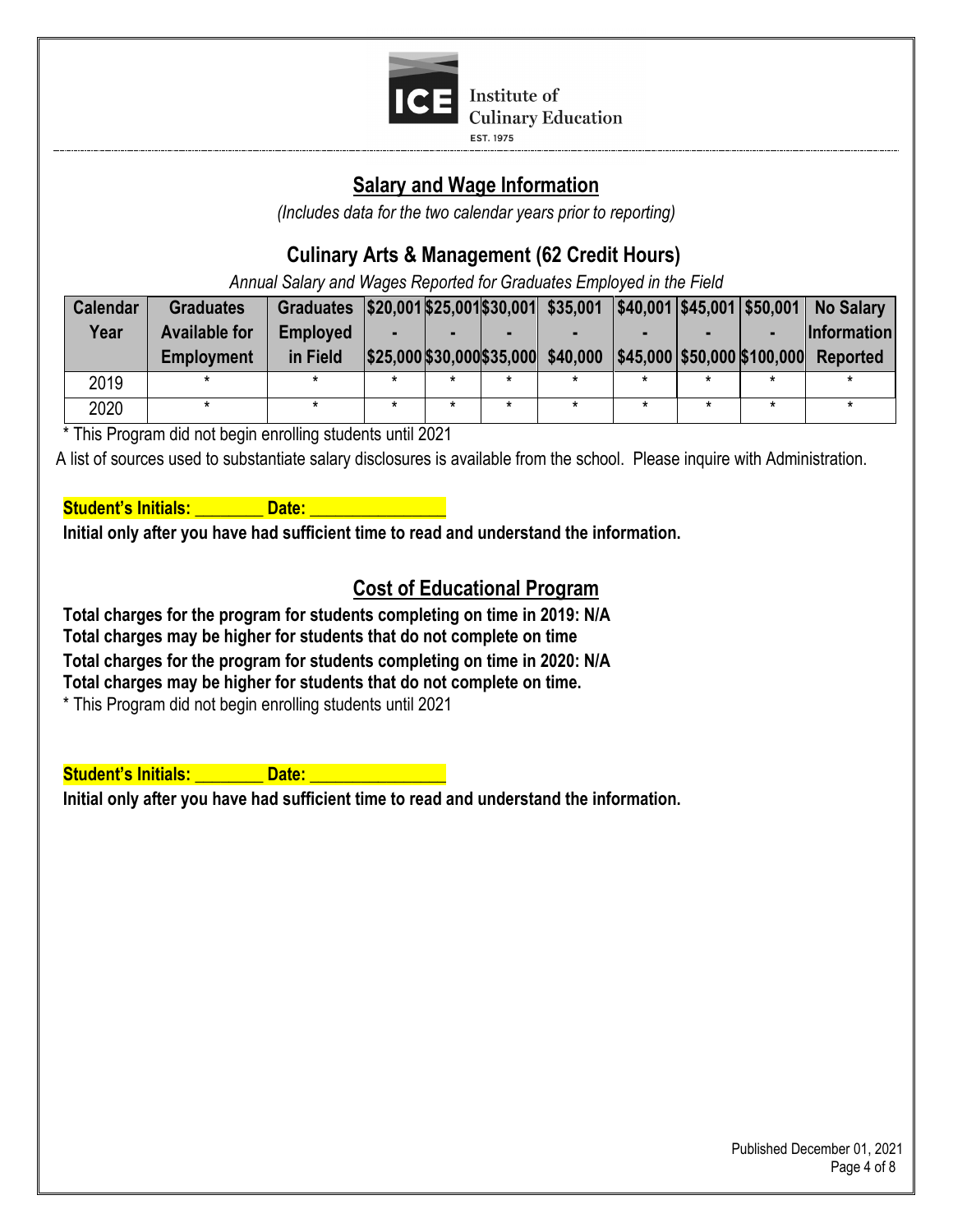Institute of Culinary Education
EST. 1975

## Salary and Wage Information

*(Includes data for the two calendar years prior to reporting)*

### Culinary Arts & Management (62 Credit Hours)

*Annual Salary and Wages Reported for Graduates Employed in the Field*

| Calendar Year | Graduates Available for Employment | Graduates Employed in Field | $20,001 - $25,000 | $25,001 - $30,000 | $30,001 - $35,000 | $35,001 - $40,000 | $40,001 - $45,000 | $45,001 - $50,000 | $50,001 - $100,000 | No Salary Information Reported |
|---|---|---|---|---|---|---|---|---|---|---|
| 2019 | * | * | * | * | * | * | * | * | * | * |
| 2020 | * | * | * | * | * | * | * | * | * | * |

* This Program did not begin enrolling students until 2021

A list of sources used to substantiate salary disclosures is available from the school. Please inquire with Administration.

**Student's Initials: ________ Date: ________________**

**Initial only after you have had sufficient time to read and understand the information.**

## Cost of Educational Program

**Total charges for the program for students completing on time in 2019: N/A**
**Total charges may be higher for students that do not complete on time**
**Total charges for the program for students completing on time in 2020: N/A**
**Total charges may be higher for students that do not complete on time.**
* This Program did not begin enrolling students until 2021

**Student's Initials: ________ Date: ________________**

**Initial only after you have had sufficient time to read and understand the information.**

Published December 01, 2021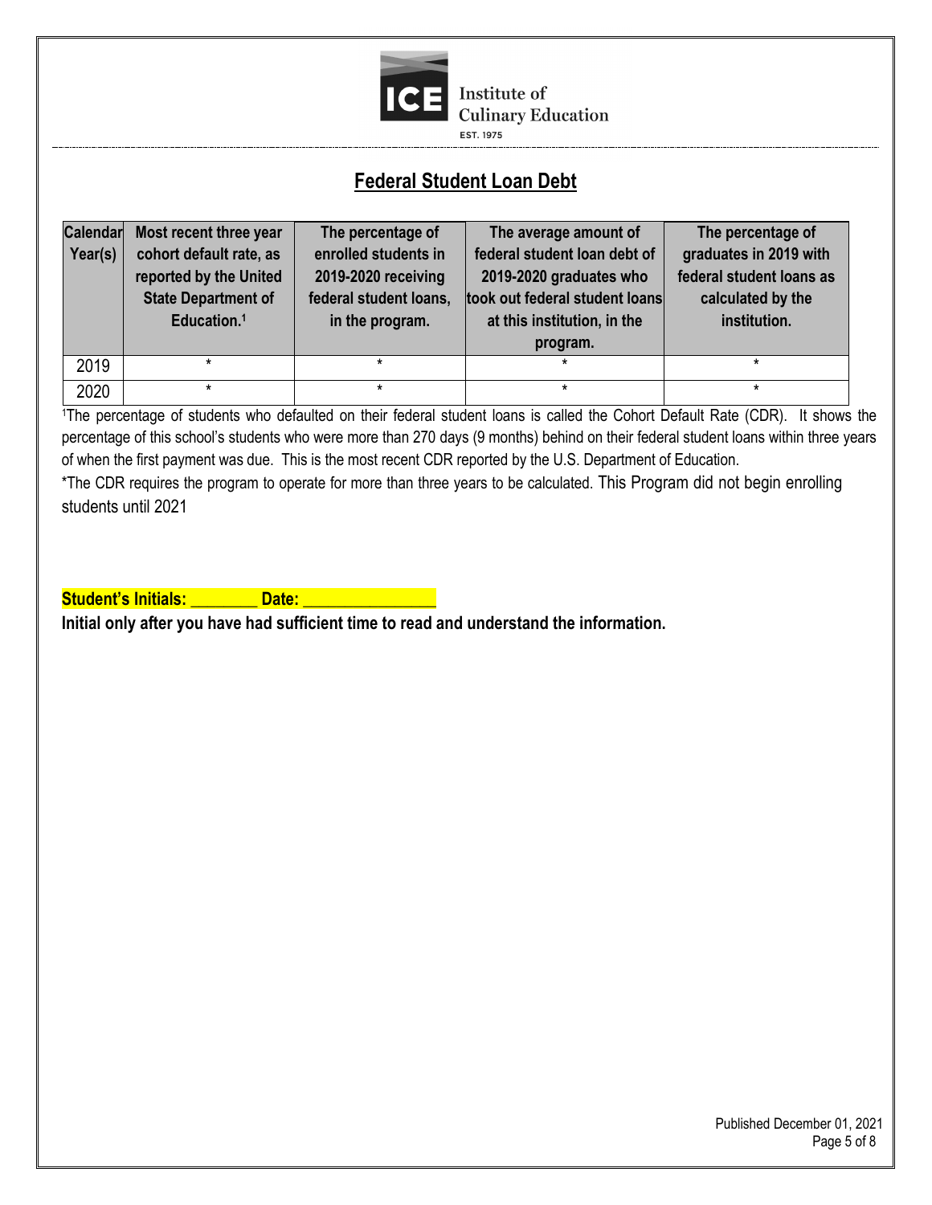# Federal Student Loan Debt

| Calendar Year(s) | Most recent three year cohort default rate, as reported by the United State Department of Education.[1] | The percentage of enrolled students in 2019-2020 receiving federal student loans, in the program. | The average amount of federal student loan debt of 2019-2020 graduates who took out federal student loans at this institution, in the program. | The percentage of graduates in 2019 with federal student loans as calculated by the institution. |
|---|---|---|---|---|
| 2019 | * | * | * | * |
| 2020 | * | * | * | * |

[1]The percentage of students who defaulted on their federal student loans is called the Cohort Default Rate (CDR). It shows the percentage of this school's students who were more than 270 days (9 months) behind on their federal student loans within three years of when the first payment was due. This is the most recent CDR reported by the U.S. Department of Education.

*The CDR requires the program to operate for more than three years to be calculated. This Program did not begin enrolling students until 2021

**Student's Initials: ________ Date: ________________**

**Initial only after you have had sufficient time to read and understand the information.**

Published December 01, 2021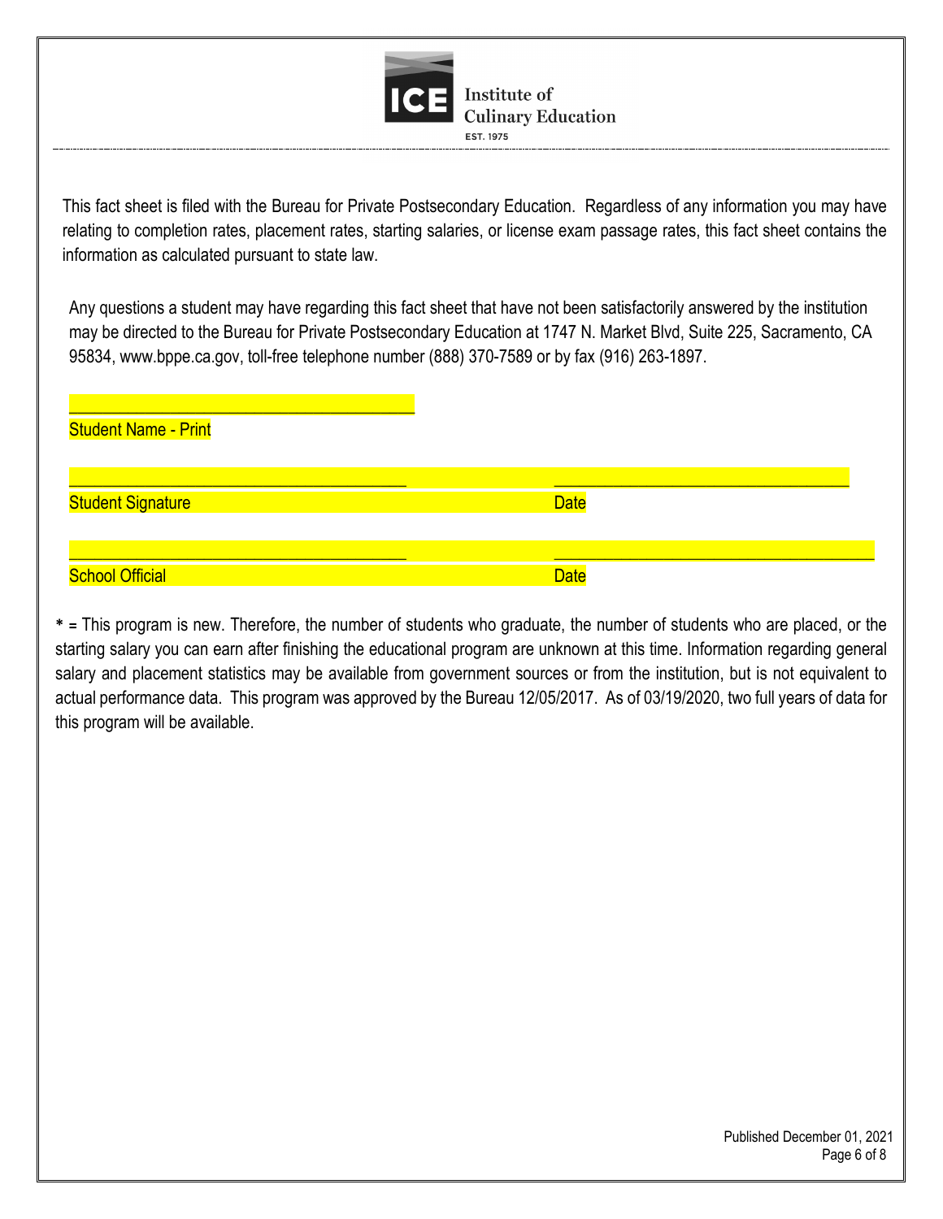Institute of Culinary Education

EST. 1975

This fact sheet is filed with the Bureau for Private Postsecondary Education. Regardless of any information you may have relating to completion rates, placement rates, starting salaries, or license exam passage rates, this fact sheet contains the information as calculated pursuant to state law.

Any questions a student may have regarding this fact sheet that have not been satisfactorily answered by the institution may be directed to the Bureau for Private Postsecondary Education at 1747 N. Market Blvd, Suite 225, Sacramento, CA 95834, www.bppe.ca.gov, toll-free telephone number (888) 370-7589 or by fax (916) 263-1897.

\_\_\_\_\_\_\_\_\_\_\_\_\_\_\_\_\_\_\_\_\_\_\_\_\_\_\_\_\_\_\_\_\_\_\_\_\_\_\_\_

Student Name - Print

\_\_\_\_\_\_\_\_\_\_\_\_\_\_\_\_\_\_\_\_\_\_\_\_\_\_\_\_\_\_\_\_\_\_\_\_\_\_\_\_ \_\_\_\_\_\_\_\_\_\_\_\_\_\_\_\_\_\_\_\_\_\_\_\_\_\_\_\_\_\_\_\_\_\_\_\_

Student Signature Date

\_\_\_\_\_\_\_\_\_\_\_\_\_\_\_\_\_\_\_\_\_\_\_\_\_\_\_\_\_\_\_\_\_\_\_\_\_\_\_\_ \_\_\_\_\_\_\_\_\_\_\_\_\_\_\_\_\_\_\_\_\_\_\_\_\_\_\_\_\_\_\_\_\_\_\_\_

School Official Date

**\*** = This program is new. Therefore, the number of students who graduate, the number of students who are placed, or the starting salary you can earn after finishing the educational program are unknown at this time. Information regarding general salary and placement statistics may be available from government sources or from the institution, but is not equivalent to actual performance data. This program was approved by the Bureau 12/05/2017. As of 03/19/2020, two full years of data for this program will be available.

Published December 01, 2021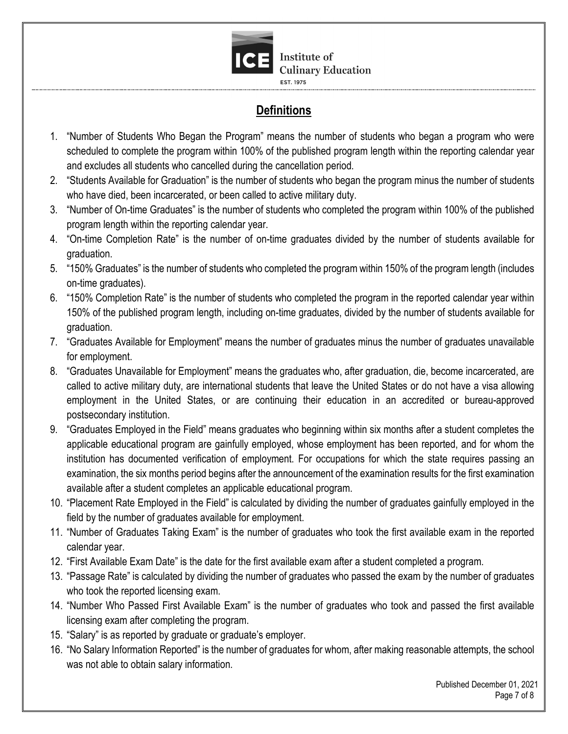## Definitions

1. "Number of Students Who Began the Program" means the number of students who began a program who were scheduled to complete the program within 100% of the published program length within the reporting calendar year and excludes all students who cancelled during the cancellation period.
2. "Students Available for Graduation" is the number of students who began the program minus the number of students who have died, been incarcerated, or been called to active military duty.
3. "Number of On-time Graduates" is the number of students who completed the program within 100% of the published program length within the reporting calendar year.
4. "On-time Completion Rate" is the number of on-time graduates divided by the number of students available for graduation.
5. "150% Graduates" is the number of students who completed the program within 150% of the program length (includes on-time graduates).
6. "150% Completion Rate" is the number of students who completed the program in the reported calendar year within 150% of the published program length, including on-time graduates, divided by the number of students available for graduation.
7. "Graduates Available for Employment" means the number of graduates minus the number of graduates unavailable for employment.
8. "Graduates Unavailable for Employment" means the graduates who, after graduation, die, become incarcerated, are called to active military duty, are international students that leave the United States or do not have a visa allowing employment in the United States, or are continuing their education in an accredited or bureau-approved postsecondary institution.
9. "Graduates Employed in the Field" means graduates who beginning within six months after a student completes the applicable educational program are gainfully employed, whose employment has been reported, and for whom the institution has documented verification of employment. For occupations for which the state requires passing an examination, the six months period begins after the announcement of the examination results for the first examination available after a student completes an applicable educational program.
10. "Placement Rate Employed in the Field" is calculated by dividing the number of graduates gainfully employed in the field by the number of graduates available for employment.
11. "Number of Graduates Taking Exam" is the number of graduates who took the first available exam in the reported calendar year.
12. "First Available Exam Date" is the date for the first available exam after a student completed a program.
13. "Passage Rate" is calculated by dividing the number of graduates who passed the exam by the number of graduates who took the reported licensing exam.
14. "Number Who Passed First Available Exam" is the number of graduates who took and passed the first available licensing exam after completing the program.
15. "Salary" is as reported by graduate or graduate's employer.
16. "No Salary Information Reported" is the number of graduates for whom, after making reasonable attempts, the school was not able to obtain salary information.

Published December 01, 2021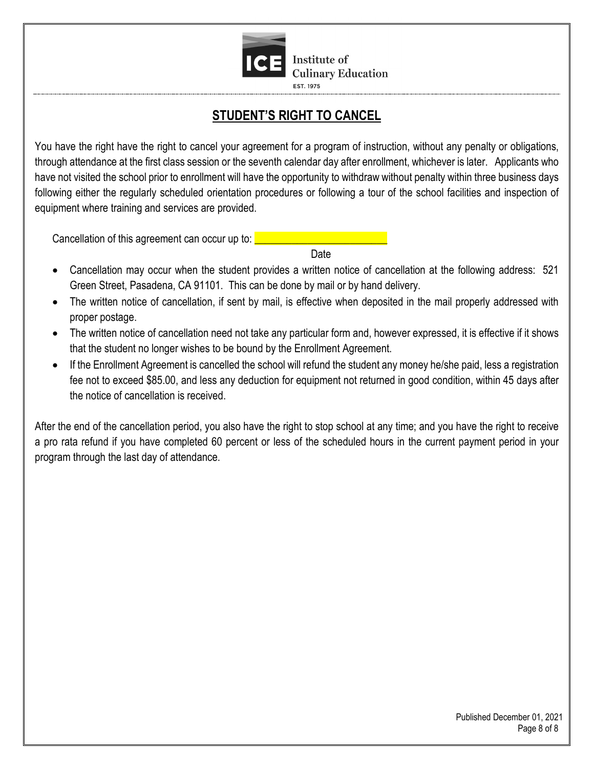## STUDENT'S RIGHT TO CANCEL

You have the right have the right to cancel your agreement for a program of instruction, without any penalty or obligations, through attendance at the first class session or the seventh calendar day after enrollment, whichever is later. Applicants who have not visited the school prior to enrollment will have the opportunity to withdraw without penalty within three business days following either the regularly scheduled orientation procedures or following a tour of the school facilities and inspection of equipment where training and services are provided.

Cancellation of this agreement can occur up to: ________________________
Date

- Cancellation may occur when the student provides a written notice of cancellation at the following address: 521 Green Street, Pasadena, CA 91101. This can be done by mail or by hand delivery.
- The written notice of cancellation, if sent by mail, is effective when deposited in the mail properly addressed with proper postage.
- The written notice of cancellation need not take any particular form and, however expressed, it is effective if it shows that the student no longer wishes to be bound by the Enrollment Agreement.
- If the Enrollment Agreement is cancelled the school will refund the student any money he/she paid, less a registration fee not to exceed $85.00, and less any deduction for equipment not returned in good condition, within 45 days after the notice of cancellation is received.

After the end of the cancellation period, you also have the right to stop school at any time; and you have the right to receive a pro rata refund if you have completed 60 percent or less of the scheduled hours in the current payment period in your program through the last day of attendance.

Published December 01, 2021